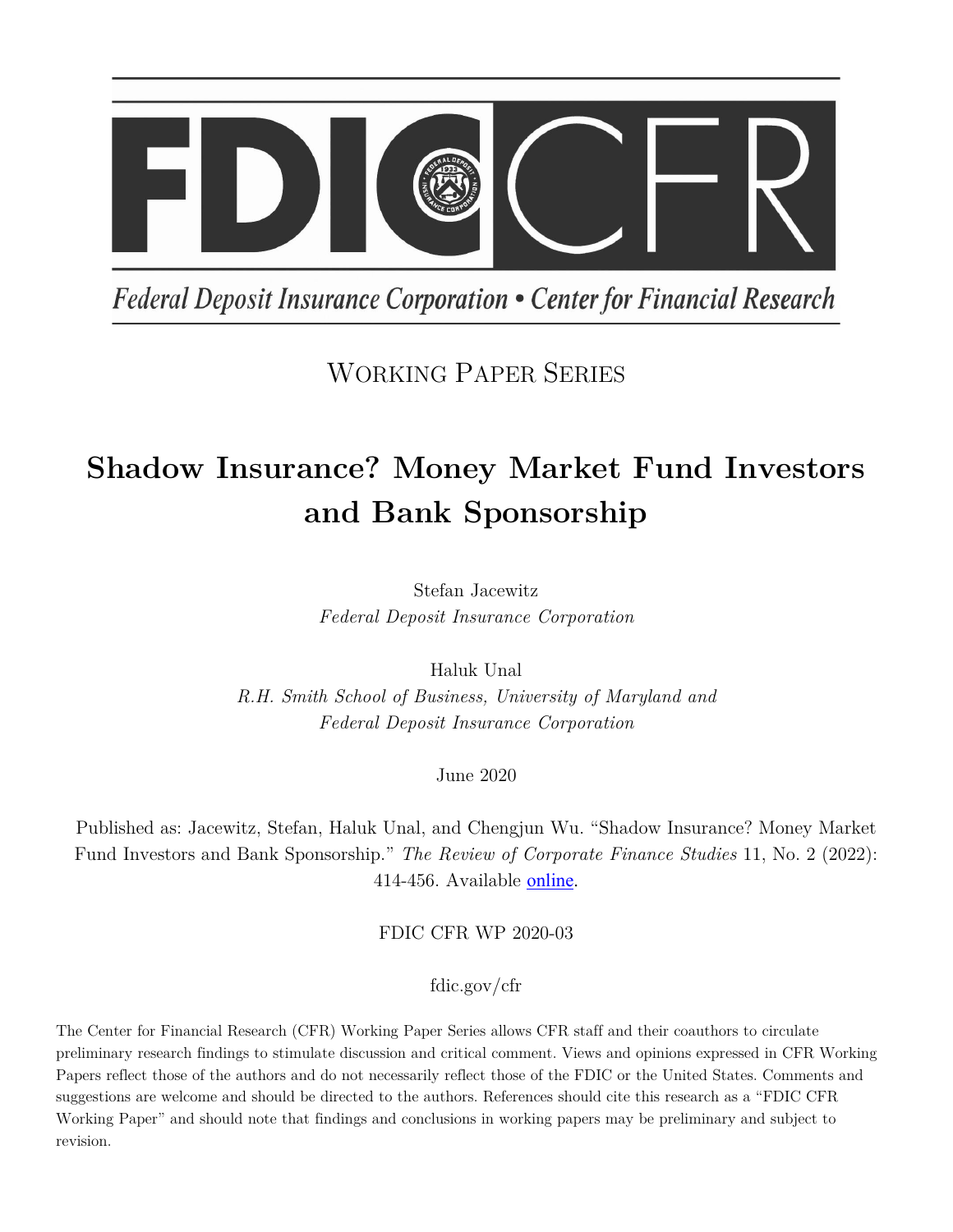FDIC CFR

*Federal Deposit Insurance Corporation • Center for Financial Research*

Working Paper Series

# Shadow Insurance? Money Market Fund Investors and Bank Sponsorship

Stefan Jacewitz
*Federal Deposit Insurance Corporation*

Haluk Unal
*R.H. Smith School of Business, University of Maryland and Federal Deposit Insurance Corporation*

June 2020

Published as: Jacewitz, Stefan, Haluk Unal, and Chengjun Wu. "Shadow Insurance? Money Market Fund Investors and Bank Sponsorship." *The Review of Corporate Finance Studies* 11, No. 2 (2022): 414-456. Available online.

FDIC CFR WP 2020-03

fdic.gov/cfr

The Center for Financial Research (CFR) Working Paper Series allows CFR staff and their coauthors to circulate preliminary research findings to stimulate discussion and critical comment. Views and opinions expressed in CFR Working Papers reflect those of the authors and do not necessarily reflect those of the FDIC or the United States. Comments and suggestions are welcome and should be directed to the authors. References should cite this research as a "FDIC CFR Working Paper" and should note that findings and conclusions in working papers may be preliminary and subject to revision.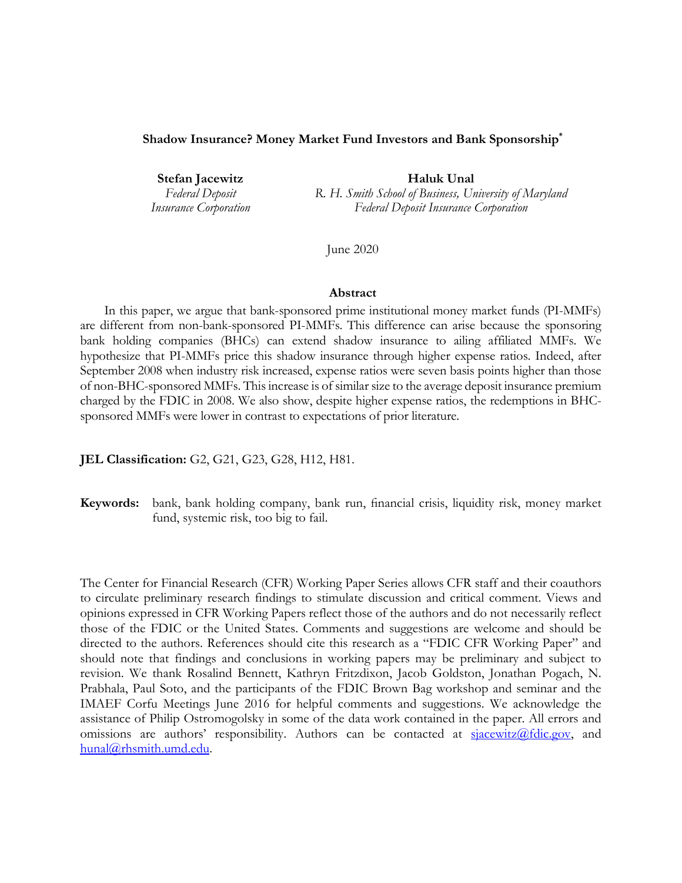**Shadow Insurance? Money Market Fund Investors and Bank Sponsorship**[*]

**Stefan Jacewitz**
*Federal Deposit Insurance Corporation*

**Haluk Unal**
*R. H. Smith School of Business, University of Maryland*
*Federal Deposit Insurance Corporation*

June 2020

**Abstract**

In this paper, we argue that bank-sponsored prime institutional money market funds (PI-MMFs) are different from non-bank-sponsored PI-MMFs. This difference can arise because the sponsoring bank holding companies (BHCs) can extend shadow insurance to ailing affiliated MMFs. We hypothesize that PI-MMFs price this shadow insurance through higher expense ratios. Indeed, after September 2008 when industry risk increased, expense ratios were seven basis points higher than those of non-BHC-sponsored MMFs. This increase is of similar size to the average deposit insurance premium charged by the FDIC in 2008. We also show, despite higher expense ratios, the redemptions in BHC-sponsored MMFs were lower in contrast to expectations of prior literature.

**JEL Classification:** G2, G21, G23, G28, H12, H81.

**Keywords:** bank, bank holding company, bank run, financial crisis, liquidity risk, money market fund, systemic risk, too big to fail.

The Center for Financial Research (CFR) Working Paper Series allows CFR staff and their coauthors to circulate preliminary research findings to stimulate discussion and critical comment. Views and opinions expressed in CFR Working Papers reflect those of the authors and do not necessarily reflect those of the FDIC or the United States. Comments and suggestions are welcome and should be directed to the authors. References should cite this research as a "FDIC CFR Working Paper" and should note that findings and conclusions in working papers may be preliminary and subject to revision. We thank Rosalind Bennett, Kathryn Fritzdixon, Jacob Goldston, Jonathan Pogach, N. Prabhala, Paul Soto, and the participants of the FDIC Brown Bag workshop and seminar and the IMAEF Corfu Meetings June 2016 for helpful comments and suggestions. We acknowledge the assistance of Philip Ostromogolsky in some of the data work contained in the paper. All errors and omissions are authors' responsibility. Authors can be contacted at sjacewitz@fdic.gov, and hunal@rhsmith.umd.edu.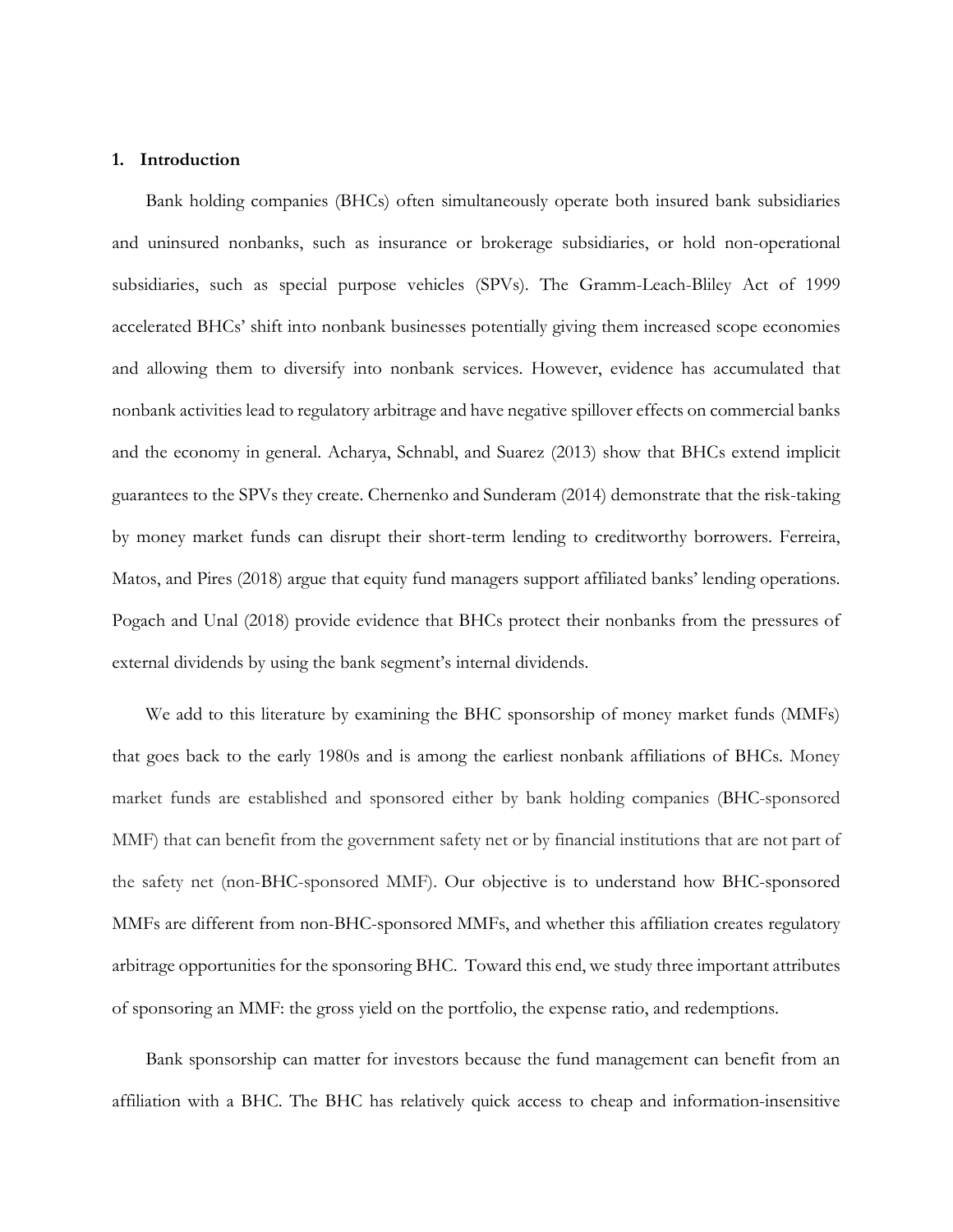## 1. Introduction

Bank holding companies (BHCs) often simultaneously operate both insured bank subsidiaries and uninsured nonbanks, such as insurance or brokerage subsidiaries, or hold non-operational subsidiaries, such as special purpose vehicles (SPVs). The Gramm-Leach-Bliley Act of 1999 accelerated BHCs' shift into nonbank businesses potentially giving them increased scope economies and allowing them to diversify into nonbank services. However, evidence has accumulated that nonbank activities lead to regulatory arbitrage and have negative spillover effects on commercial banks and the economy in general. Acharya, Schnabl, and Suarez (2013) show that BHCs extend implicit guarantees to the SPVs they create. Chernenko and Sunderam (2014) demonstrate that the risk-taking by money market funds can disrupt their short-term lending to creditworthy borrowers. Ferreira, Matos, and Pires (2018) argue that equity fund managers support affiliated banks' lending operations. Pogach and Unal (2018) provide evidence that BHCs protect their nonbanks from the pressures of external dividends by using the bank segment's internal dividends.

We add to this literature by examining the BHC sponsorship of money market funds (MMFs) that goes back to the early 1980s and is among the earliest nonbank affiliations of BHCs. Money market funds are established and sponsored either by bank holding companies (BHC-sponsored MMF) that can benefit from the government safety net or by financial institutions that are not part of the safety net (non-BHC-sponsored MMF). Our objective is to understand how BHC-sponsored MMFs are different from non-BHC-sponsored MMFs, and whether this affiliation creates regulatory arbitrage opportunities for the sponsoring BHC. Toward this end, we study three important attributes of sponsoring an MMF: the gross yield on the portfolio, the expense ratio, and redemptions.

Bank sponsorship can matter for investors because the fund management can benefit from an affiliation with a BHC. The BHC has relatively quick access to cheap and information-insensitive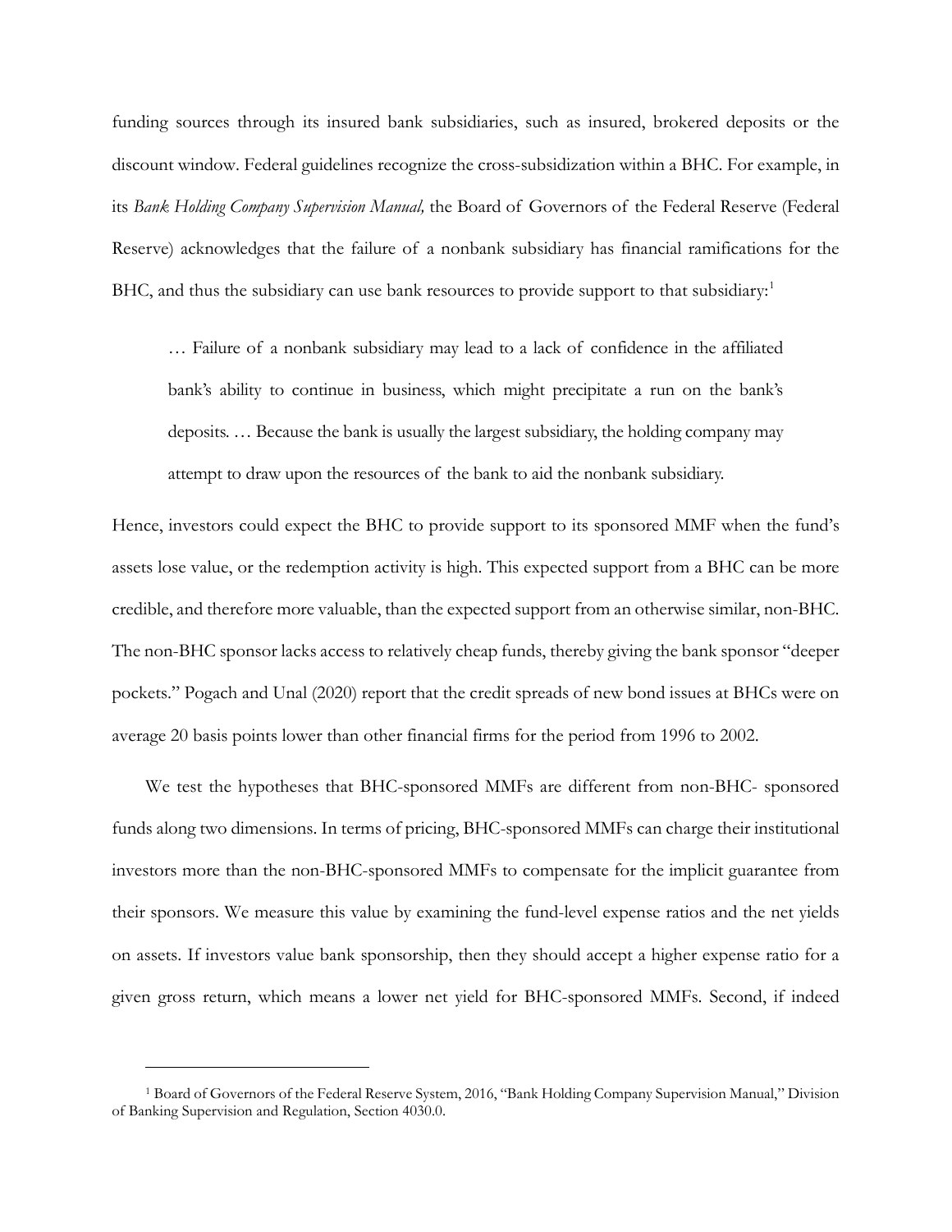funding sources through its insured bank subsidiaries, such as insured, brokered deposits or the discount window. Federal guidelines recognize the cross-subsidization within a BHC. For example, in its *Bank Holding Company Supervision Manual,* the Board of Governors of the Federal Reserve (Federal Reserve) acknowledges that the failure of a nonbank subsidiary has financial ramifications for the BHC, and thus the subsidiary can use bank resources to provide support to that subsidiary:[1]

> … Failure of a nonbank subsidiary may lead to a lack of confidence in the affiliated bank's ability to continue in business, which might precipitate a run on the bank's deposits. … Because the bank is usually the largest subsidiary, the holding company may attempt to draw upon the resources of the bank to aid the nonbank subsidiary.

Hence, investors could expect the BHC to provide support to its sponsored MMF when the fund's assets lose value, or the redemption activity is high. This expected support from a BHC can be more credible, and therefore more valuable, than the expected support from an otherwise similar, non-BHC. The non-BHC sponsor lacks access to relatively cheap funds, thereby giving the bank sponsor "deeper pockets." Pogach and Unal (2020) report that the credit spreads of new bond issues at BHCs were on average 20 basis points lower than other financial firms for the period from 1996 to 2002.

We test the hypotheses that BHC-sponsored MMFs are different from non-BHC- sponsored funds along two dimensions. In terms of pricing, BHC-sponsored MMFs can charge their institutional investors more than the non-BHC-sponsored MMFs to compensate for the implicit guarantee from their sponsors. We measure this value by examining the fund-level expense ratios and the net yields on assets. If investors value bank sponsorship, then they should accept a higher expense ratio for a given gross return, which means a lower net yield for BHC-sponsored MMFs. Second, if indeed

[1] Board of Governors of the Federal Reserve System, 2016, "Bank Holding Company Supervision Manual," Division of Banking Supervision and Regulation, Section 4030.0.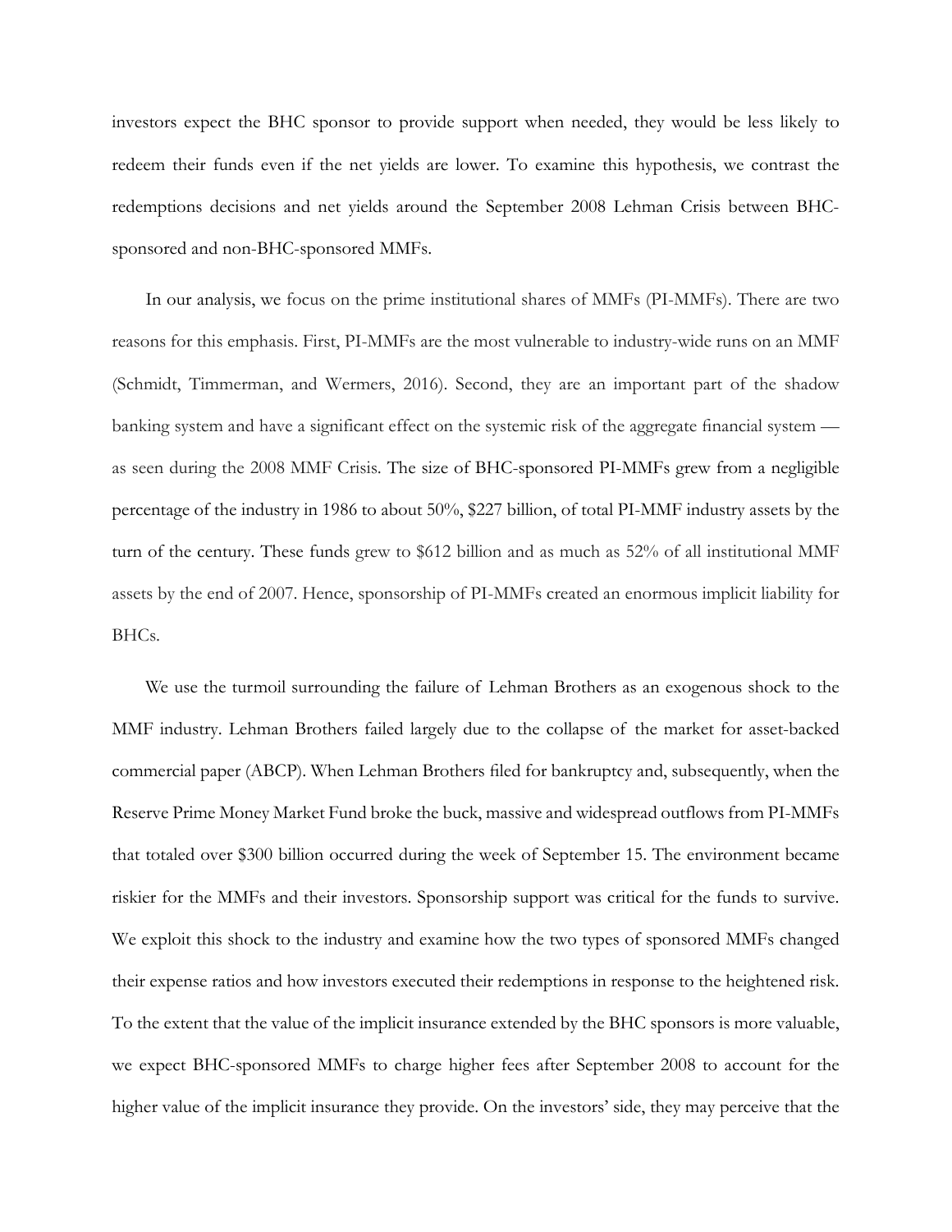investors expect the BHC sponsor to provide support when needed, they would be less likely to redeem their funds even if the net yields are lower. To examine this hypothesis, we contrast the redemptions decisions and net yields around the September 2008 Lehman Crisis between BHC-sponsored and non-BHC-sponsored MMFs.

In our analysis, we focus on the prime institutional shares of MMFs (PI-MMFs). There are two reasons for this emphasis. First, PI-MMFs are the most vulnerable to industry-wide runs on an MMF (Schmidt, Timmerman, and Wermers, 2016). Second, they are an important part of the shadow banking system and have a significant effect on the systemic risk of the aggregate financial system — as seen during the 2008 MMF Crisis. The size of BHC-sponsored PI-MMFs grew from a negligible percentage of the industry in 1986 to about 50%, $227 billion, of total PI-MMF industry assets by the turn of the century. These funds grew to $612 billion and as much as 52% of all institutional MMF assets by the end of 2007. Hence, sponsorship of PI-MMFs created an enormous implicit liability for BHCs.

We use the turmoil surrounding the failure of Lehman Brothers as an exogenous shock to the MMF industry. Lehman Brothers failed largely due to the collapse of the market for asset-backed commercial paper (ABCP). When Lehman Brothers filed for bankruptcy and, subsequently, when the Reserve Prime Money Market Fund broke the buck, massive and widespread outflows from PI-MMFs that totaled over $300 billion occurred during the week of September 15. The environment became riskier for the MMFs and their investors. Sponsorship support was critical for the funds to survive. We exploit this shock to the industry and examine how the two types of sponsored MMFs changed their expense ratios and how investors executed their redemptions in response to the heightened risk. To the extent that the value of the implicit insurance extended by the BHC sponsors is more valuable, we expect BHC-sponsored MMFs to charge higher fees after September 2008 to account for the higher value of the implicit insurance they provide. On the investors' side, they may perceive that the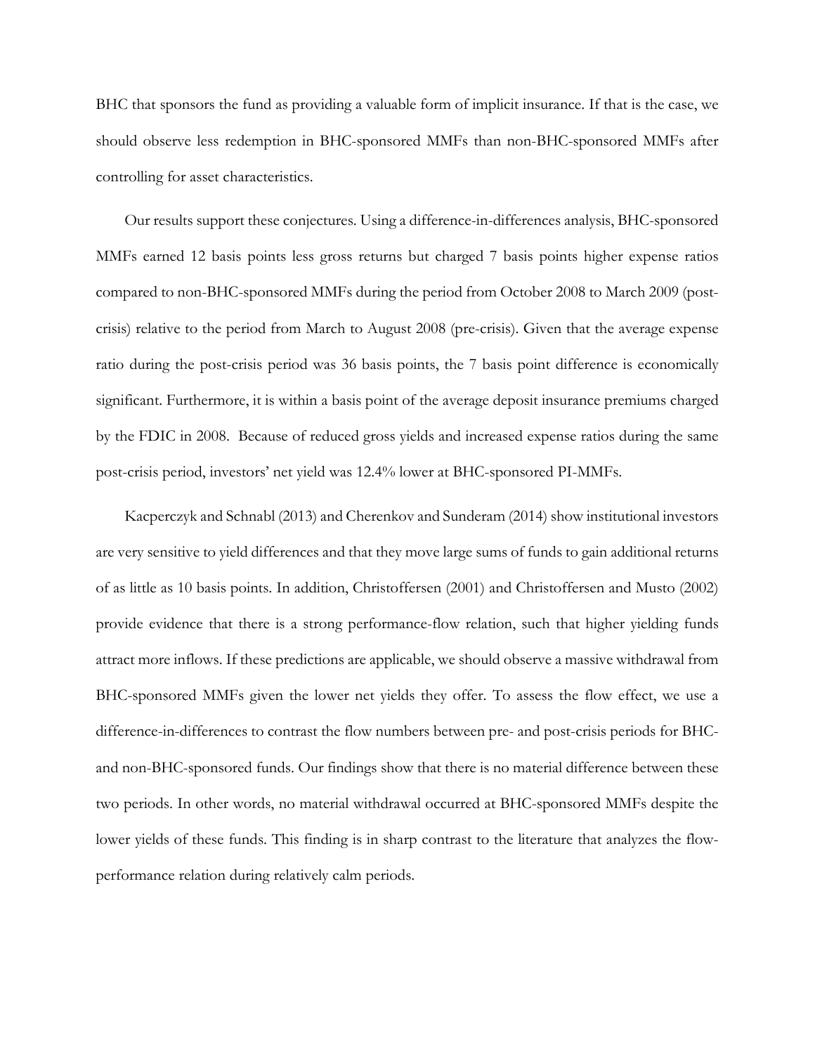BHC that sponsors the fund as providing a valuable form of implicit insurance. If that is the case, we should observe less redemption in BHC-sponsored MMFs than non-BHC-sponsored MMFs after controlling for asset characteristics.

Our results support these conjectures. Using a difference-in-differences analysis, BHC-sponsored MMFs earned 12 basis points less gross returns but charged 7 basis points higher expense ratios compared to non-BHC-sponsored MMFs during the period from October 2008 to March 2009 (post-crisis) relative to the period from March to August 2008 (pre-crisis). Given that the average expense ratio during the post-crisis period was 36 basis points, the 7 basis point difference is economically significant. Furthermore, it is within a basis point of the average deposit insurance premiums charged by the FDIC in 2008. Because of reduced gross yields and increased expense ratios during the same post-crisis period, investors' net yield was 12.4% lower at BHC-sponsored PI-MMFs.

Kacperczyk and Schnabl (2013) and Cherenkov and Sunderam (2014) show institutional investors are very sensitive to yield differences and that they move large sums of funds to gain additional returns of as little as 10 basis points. In addition, Christoffersen (2001) and Christoffersen and Musto (2002) provide evidence that there is a strong performance-flow relation, such that higher yielding funds attract more inflows. If these predictions are applicable, we should observe a massive withdrawal from BHC-sponsored MMFs given the lower net yields they offer. To assess the flow effect, we use a difference-in-differences to contrast the flow numbers between pre- and post-crisis periods for BHC- and non-BHC-sponsored funds. Our findings show that there is no material difference between these two periods. In other words, no material withdrawal occurred at BHC-sponsored MMFs despite the lower yields of these funds. This finding is in sharp contrast to the literature that analyzes the flow-performance relation during relatively calm periods.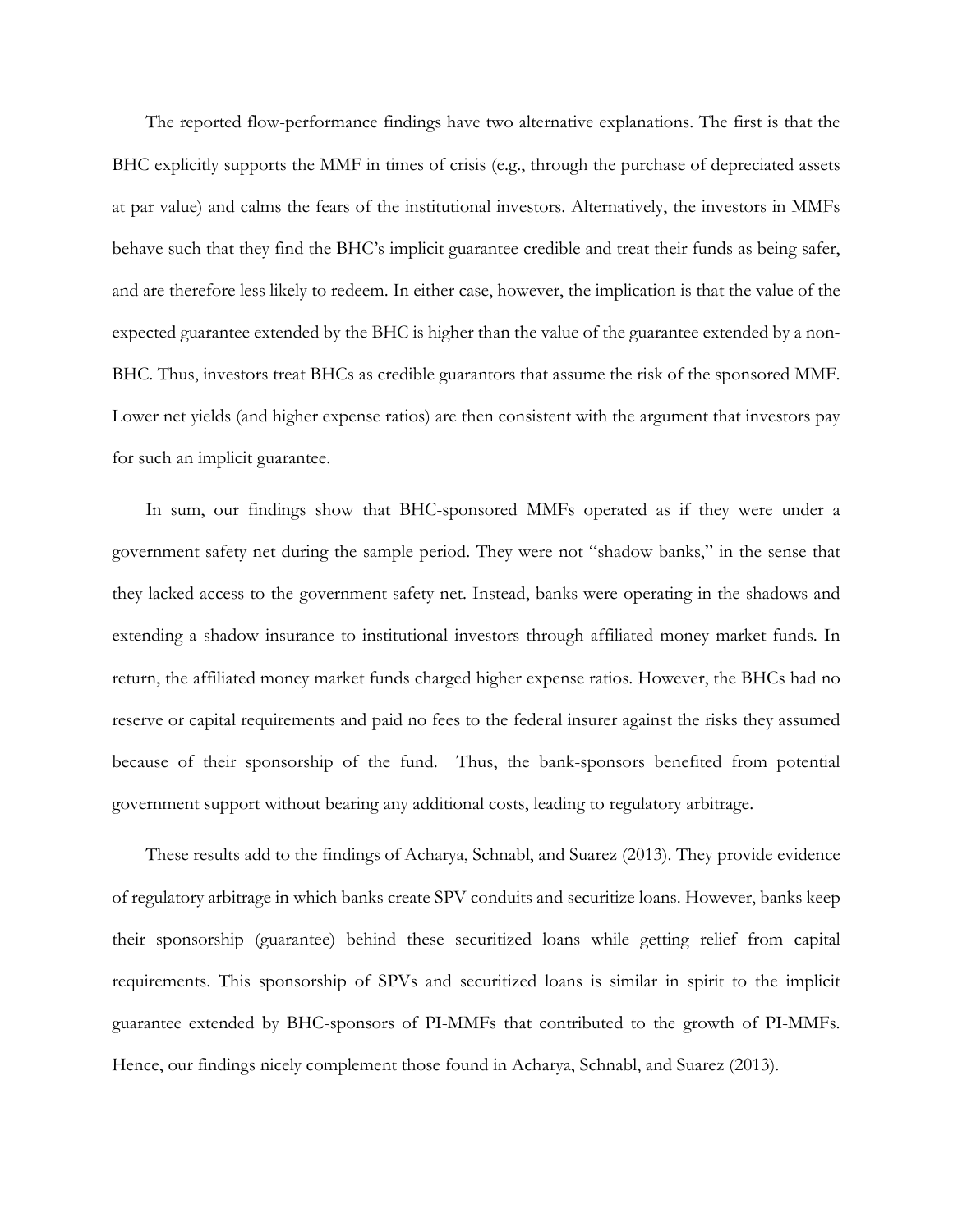The reported flow-performance findings have two alternative explanations. The first is that the BHC explicitly supports the MMF in times of crisis (e.g., through the purchase of depreciated assets at par value) and calms the fears of the institutional investors. Alternatively, the investors in MMFs behave such that they find the BHC's implicit guarantee credible and treat their funds as being safer, and are therefore less likely to redeem. In either case, however, the implication is that the value of the expected guarantee extended by the BHC is higher than the value of the guarantee extended by a non-BHC. Thus, investors treat BHCs as credible guarantors that assume the risk of the sponsored MMF. Lower net yields (and higher expense ratios) are then consistent with the argument that investors pay for such an implicit guarantee.

In sum, our findings show that BHC-sponsored MMFs operated as if they were under a government safety net during the sample period. They were not "shadow banks," in the sense that they lacked access to the government safety net. Instead, banks were operating in the shadows and extending a shadow insurance to institutional investors through affiliated money market funds. In return, the affiliated money market funds charged higher expense ratios. However, the BHCs had no reserve or capital requirements and paid no fees to the federal insurer against the risks they assumed because of their sponsorship of the fund. Thus, the bank-sponsors benefited from potential government support without bearing any additional costs, leading to regulatory arbitrage.

These results add to the findings of Acharya, Schnabl, and Suarez (2013). They provide evidence of regulatory arbitrage in which banks create SPV conduits and securitize loans. However, banks keep their sponsorship (guarantee) behind these securitized loans while getting relief from capital requirements. This sponsorship of SPVs and securitized loans is similar in spirit to the implicit guarantee extended by BHC-sponsors of PI-MMFs that contributed to the growth of PI-MMFs. Hence, our findings nicely complement those found in Acharya, Schnabl, and Suarez (2013).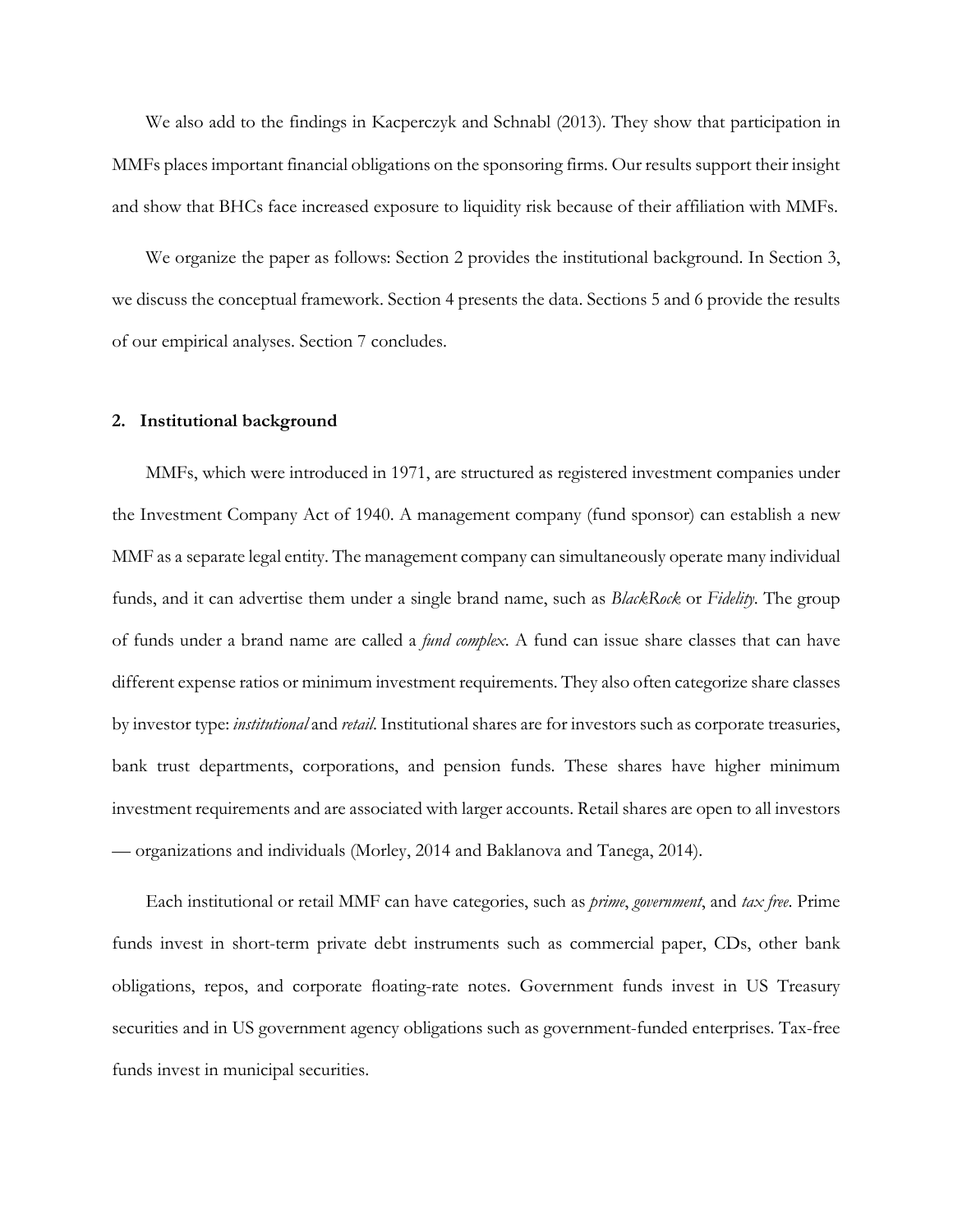We also add to the findings in Kacperczyk and Schnabl (2013). They show that participation in MMFs places important financial obligations on the sponsoring firms. Our results support their insight and show that BHCs face increased exposure to liquidity risk because of their affiliation with MMFs.

We organize the paper as follows: Section 2 provides the institutional background. In Section 3, we discuss the conceptual framework. Section 4 presents the data. Sections 5 and 6 provide the results of our empirical analyses. Section 7 concludes.

## 2. Institutional background

MMFs, which were introduced in 1971, are structured as registered investment companies under the Investment Company Act of 1940. A management company (fund sponsor) can establish a new MMF as a separate legal entity. The management company can simultaneously operate many individual funds, and it can advertise them under a single brand name, such as *BlackRock* or *Fidelity*. The group of funds under a brand name are called a *fund complex*. A fund can issue share classes that can have different expense ratios or minimum investment requirements. They also often categorize share classes by investor type: *institutional* and *retail*. Institutional shares are for investors such as corporate treasuries, bank trust departments, corporations, and pension funds. These shares have higher minimum investment requirements and are associated with larger accounts. Retail shares are open to all investors — organizations and individuals (Morley, 2014 and Baklanova and Tanega, 2014).

Each institutional or retail MMF can have categories, such as *prime*, *government*, and *tax free*. Prime funds invest in short-term private debt instruments such as commercial paper, CDs, other bank obligations, repos, and corporate floating-rate notes. Government funds invest in US Treasury securities and in US government agency obligations such as government-funded enterprises. Tax-free funds invest in municipal securities.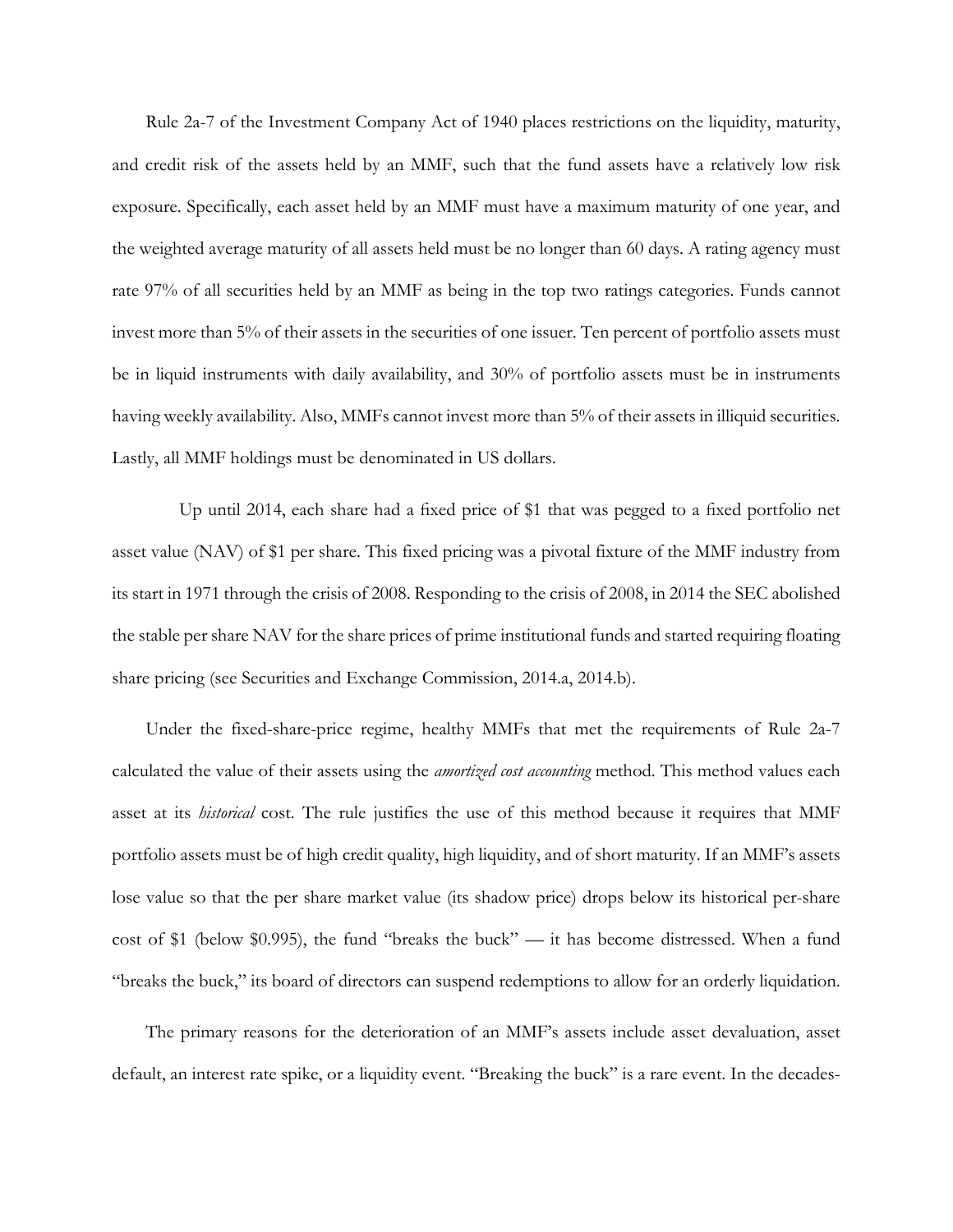Rule 2a-7 of the Investment Company Act of 1940 places restrictions on the liquidity, maturity, and credit risk of the assets held by an MMF, such that the fund assets have a relatively low risk exposure. Specifically, each asset held by an MMF must have a maximum maturity of one year, and the weighted average maturity of all assets held must be no longer than 60 days. A rating agency must rate 97% of all securities held by an MMF as being in the top two ratings categories. Funds cannot invest more than 5% of their assets in the securities of one issuer. Ten percent of portfolio assets must be in liquid instruments with daily availability, and 30% of portfolio assets must be in instruments having weekly availability. Also, MMFs cannot invest more than 5% of their assets in illiquid securities. Lastly, all MMF holdings must be denominated in US dollars.

Up until 2014, each share had a fixed price of $1 that was pegged to a fixed portfolio net asset value (NAV) of $1 per share. This fixed pricing was a pivotal fixture of the MMF industry from its start in 1971 through the crisis of 2008. Responding to the crisis of 2008, in 2014 the SEC abolished the stable per share NAV for the share prices of prime institutional funds and started requiring floating share pricing (see Securities and Exchange Commission, 2014.a, 2014.b).

Under the fixed-share-price regime, healthy MMFs that met the requirements of Rule 2a-7 calculated the value of their assets using the *amortized cost accounting* method. This method values each asset at its *historical* cost. The rule justifies the use of this method because it requires that MMF portfolio assets must be of high credit quality, high liquidity, and of short maturity. If an MMF's assets lose value so that the per share market value (its shadow price) drops below its historical per-share cost of $1 (below $0.995), the fund "breaks the buck" — it has become distressed. When a fund "breaks the buck," its board of directors can suspend redemptions to allow for an orderly liquidation.

The primary reasons for the deterioration of an MMF's assets include asset devaluation, asset default, an interest rate spike, or a liquidity event. "Breaking the buck" is a rare event. In the decades-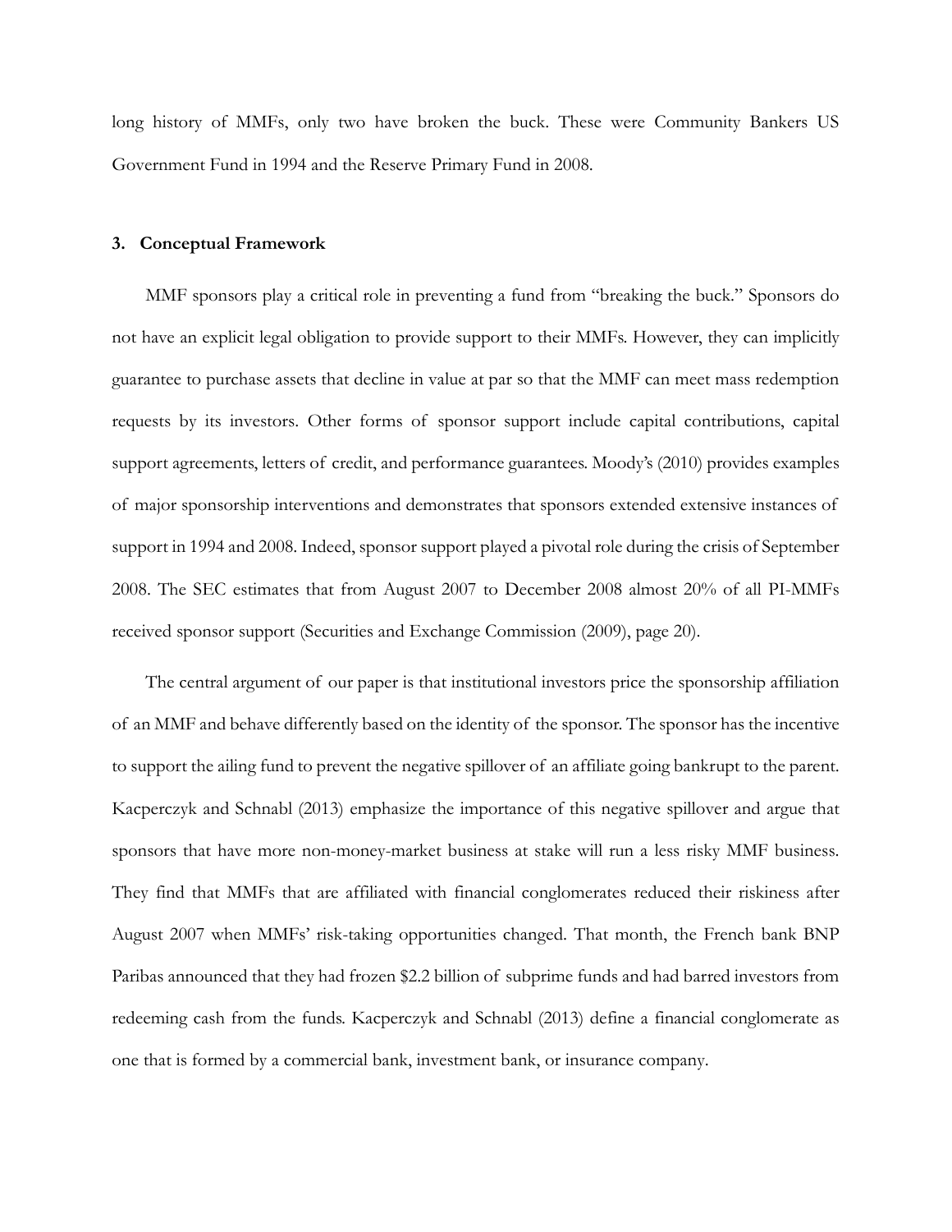long history of MMFs, only two have broken the buck. These were Community Bankers US Government Fund in 1994 and the Reserve Primary Fund in 2008.

## 3. Conceptual Framework

MMF sponsors play a critical role in preventing a fund from "breaking the buck." Sponsors do not have an explicit legal obligation to provide support to their MMFs. However, they can implicitly guarantee to purchase assets that decline in value at par so that the MMF can meet mass redemption requests by its investors. Other forms of sponsor support include capital contributions, capital support agreements, letters of credit, and performance guarantees. Moody's (2010) provides examples of major sponsorship interventions and demonstrates that sponsors extended extensive instances of support in 1994 and 2008. Indeed, sponsor support played a pivotal role during the crisis of September 2008. The SEC estimates that from August 2007 to December 2008 almost 20% of all PI-MMFs received sponsor support (Securities and Exchange Commission (2009), page 20).

The central argument of our paper is that institutional investors price the sponsorship affiliation of an MMF and behave differently based on the identity of the sponsor. The sponsor has the incentive to support the ailing fund to prevent the negative spillover of an affiliate going bankrupt to the parent. Kacperczyk and Schnabl (2013) emphasize the importance of this negative spillover and argue that sponsors that have more non-money-market business at stake will run a less risky MMF business. They find that MMFs that are affiliated with financial conglomerates reduced their riskiness after August 2007 when MMFs' risk-taking opportunities changed. That month, the French bank BNP Paribas announced that they had frozen $2.2 billion of subprime funds and had barred investors from redeeming cash from the funds. Kacperczyk and Schnabl (2013) define a financial conglomerate as one that is formed by a commercial bank, investment bank, or insurance company.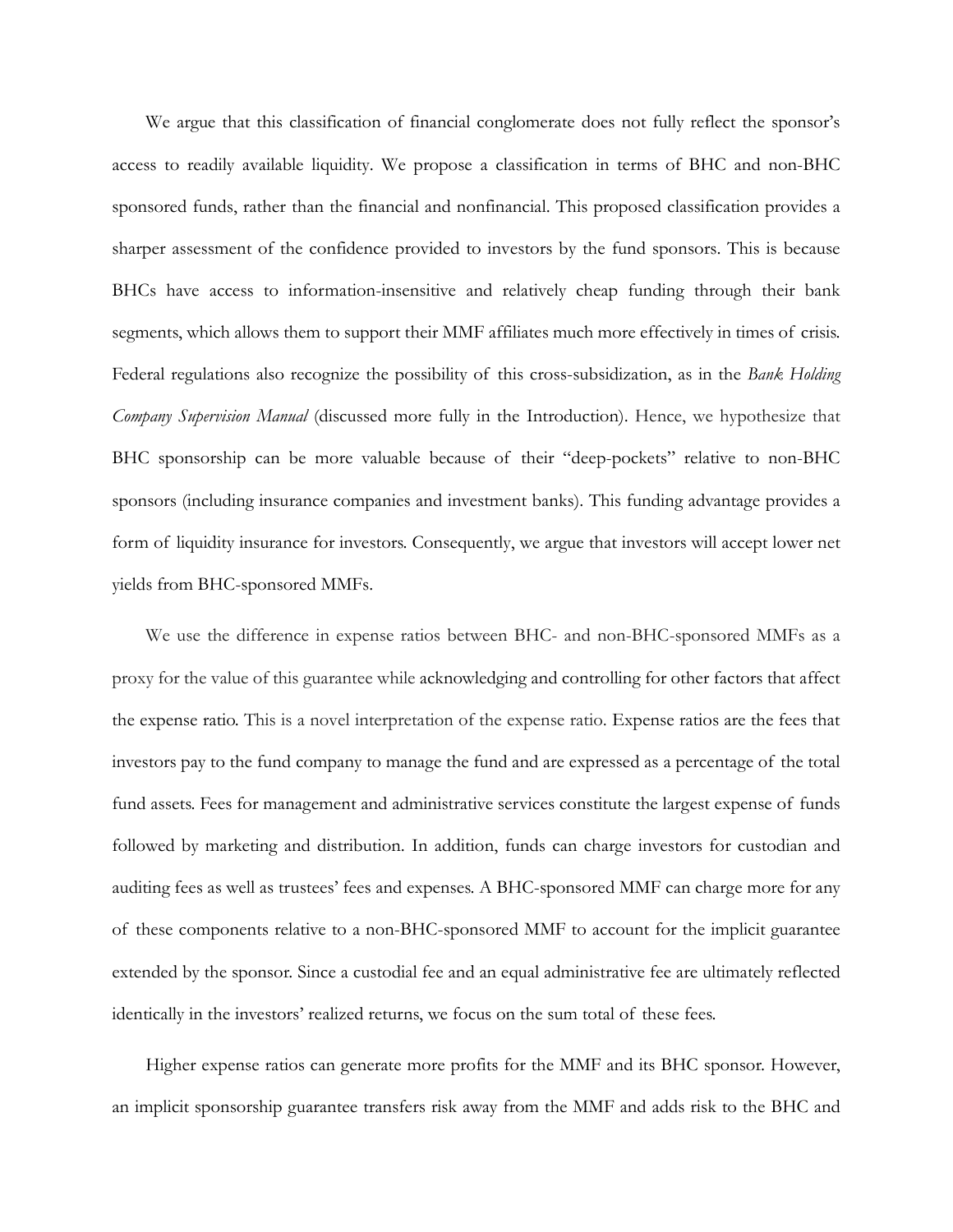We argue that this classification of financial conglomerate does not fully reflect the sponsor's access to readily available liquidity. We propose a classification in terms of BHC and non-BHC sponsored funds, rather than the financial and nonfinancial. This proposed classification provides a sharper assessment of the confidence provided to investors by the fund sponsors. This is because BHCs have access to information-insensitive and relatively cheap funding through their bank segments, which allows them to support their MMF affiliates much more effectively in times of crisis. Federal regulations also recognize the possibility of this cross-subsidization, as in the *Bank Holding Company Supervision Manual* (discussed more fully in the Introduction). Hence, we hypothesize that BHC sponsorship can be more valuable because of their "deep-pockets" relative to non-BHC sponsors (including insurance companies and investment banks). This funding advantage provides a form of liquidity insurance for investors. Consequently, we argue that investors will accept lower net yields from BHC-sponsored MMFs.

We use the difference in expense ratios between BHC- and non-BHC-sponsored MMFs as a proxy for the value of this guarantee while acknowledging and controlling for other factors that affect the expense ratio. This is a novel interpretation of the expense ratio. Expense ratios are the fees that investors pay to the fund company to manage the fund and are expressed as a percentage of the total fund assets. Fees for management and administrative services constitute the largest expense of funds followed by marketing and distribution. In addition, funds can charge investors for custodian and auditing fees as well as trustees' fees and expenses. A BHC-sponsored MMF can charge more for any of these components relative to a non-BHC-sponsored MMF to account for the implicit guarantee extended by the sponsor. Since a custodial fee and an equal administrative fee are ultimately reflected identically in the investors' realized returns, we focus on the sum total of these fees.

Higher expense ratios can generate more profits for the MMF and its BHC sponsor. However, an implicit sponsorship guarantee transfers risk away from the MMF and adds risk to the BHC and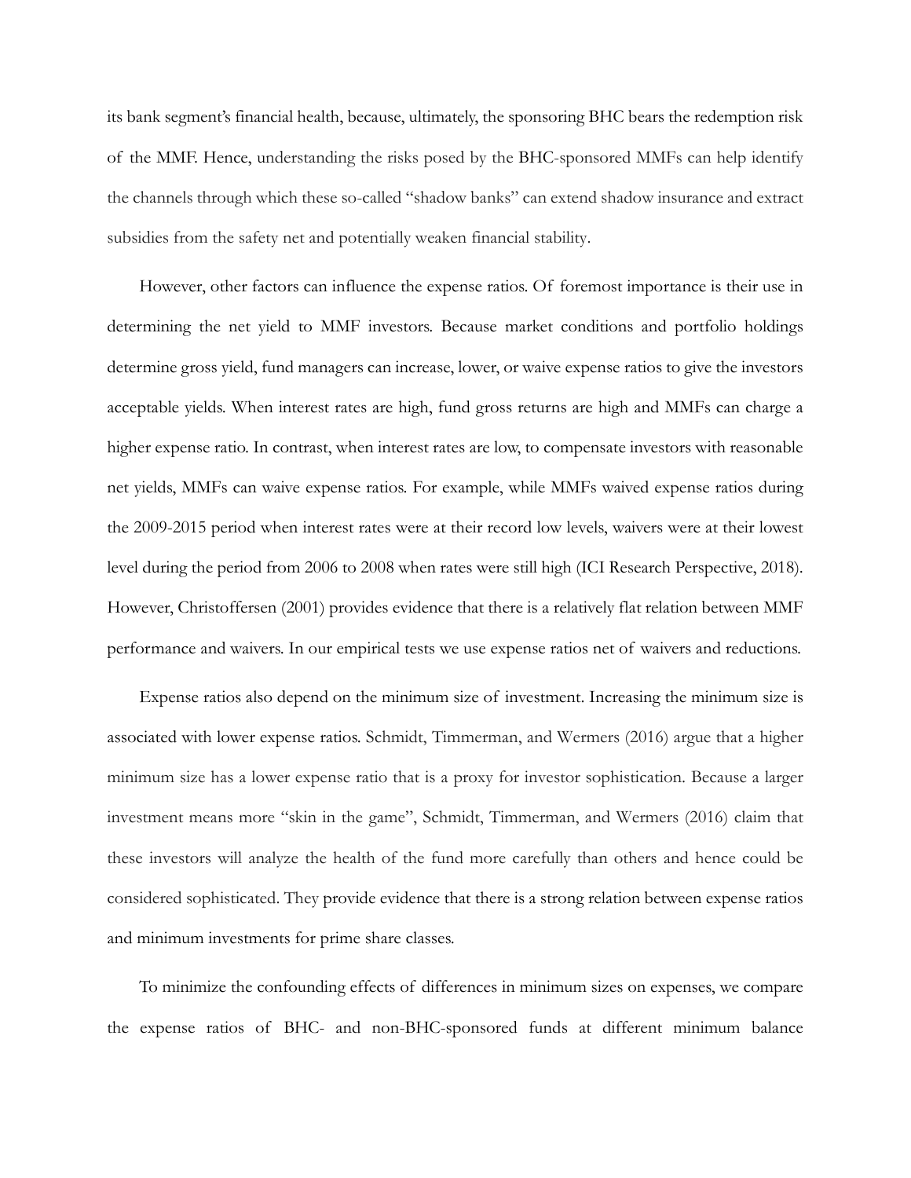its bank segment's financial health, because, ultimately, the sponsoring BHC bears the redemption risk of the MMF. Hence, understanding the risks posed by the BHC-sponsored MMFs can help identify the channels through which these so-called "shadow banks" can extend shadow insurance and extract subsidies from the safety net and potentially weaken financial stability.

However, other factors can influence the expense ratios. Of foremost importance is their use in determining the net yield to MMF investors. Because market conditions and portfolio holdings determine gross yield, fund managers can increase, lower, or waive expense ratios to give the investors acceptable yields. When interest rates are high, fund gross returns are high and MMFs can charge a higher expense ratio. In contrast, when interest rates are low, to compensate investors with reasonable net yields, MMFs can waive expense ratios. For example, while MMFs waived expense ratios during the 2009-2015 period when interest rates were at their record low levels, waivers were at their lowest level during the period from 2006 to 2008 when rates were still high (ICI Research Perspective, 2018). However, Christoffersen (2001) provides evidence that there is a relatively flat relation between MMF performance and waivers. In our empirical tests we use expense ratios net of waivers and reductions.

Expense ratios also depend on the minimum size of investment. Increasing the minimum size is associated with lower expense ratios. Schmidt, Timmerman, and Wermers (2016) argue that a higher minimum size has a lower expense ratio that is a proxy for investor sophistication. Because a larger investment means more "skin in the game", Schmidt, Timmerman, and Wermers (2016) claim that these investors will analyze the health of the fund more carefully than others and hence could be considered sophisticated. They provide evidence that there is a strong relation between expense ratios and minimum investments for prime share classes.

To minimize the confounding effects of differences in minimum sizes on expenses, we compare the expense ratios of BHC- and non-BHC-sponsored funds at different minimum balance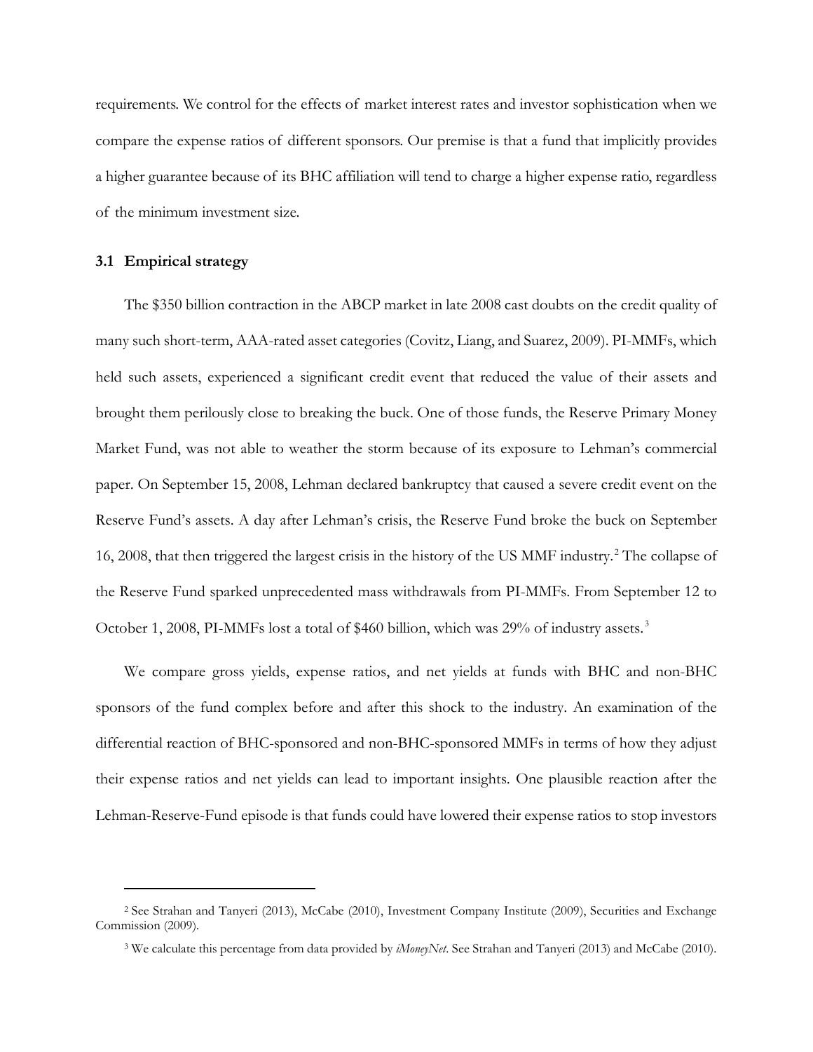requirements. We control for the effects of market interest rates and investor sophistication when we compare the expense ratios of different sponsors. Our premise is that a fund that implicitly provides a higher guarantee because of its BHC affiliation will tend to charge a higher expense ratio, regardless of the minimum investment size.

### 3.1 Empirical strategy

The $350 billion contraction in the ABCP market in late 2008 cast doubts on the credit quality of many such short-term, AAA-rated asset categories (Covitz, Liang, and Suarez, 2009). PI-MMFs, which held such assets, experienced a significant credit event that reduced the value of their assets and brought them perilously close to breaking the buck. One of those funds, the Reserve Primary Money Market Fund, was not able to weather the storm because of its exposure to Lehman's commercial paper. On September 15, 2008, Lehman declared bankruptcy that caused a severe credit event on the Reserve Fund's assets. A day after Lehman's crisis, the Reserve Fund broke the buck on September 16, 2008, that then triggered the largest crisis in the history of the US MMF industry.[2] The collapse of the Reserve Fund sparked unprecedented mass withdrawals from PI-MMFs. From September 12 to October 1, 2008, PI-MMFs lost a total of $460 billion, which was 29% of industry assets.[3]

We compare gross yields, expense ratios, and net yields at funds with BHC and non-BHC sponsors of the fund complex before and after this shock to the industry. An examination of the differential reaction of BHC-sponsored and non-BHC-sponsored MMFs in terms of how they adjust their expense ratios and net yields can lead to important insights. One plausible reaction after the Lehman-Reserve-Fund episode is that funds could have lowered their expense ratios to stop investors

---

[2] See Strahan and Tanyeri (2013), McCabe (2010), Investment Company Institute (2009), Securities and Exchange Commission (2009).

[3] We calculate this percentage from data provided by *iMoneyNet*. See Strahan and Tanyeri (2013) and McCabe (2010).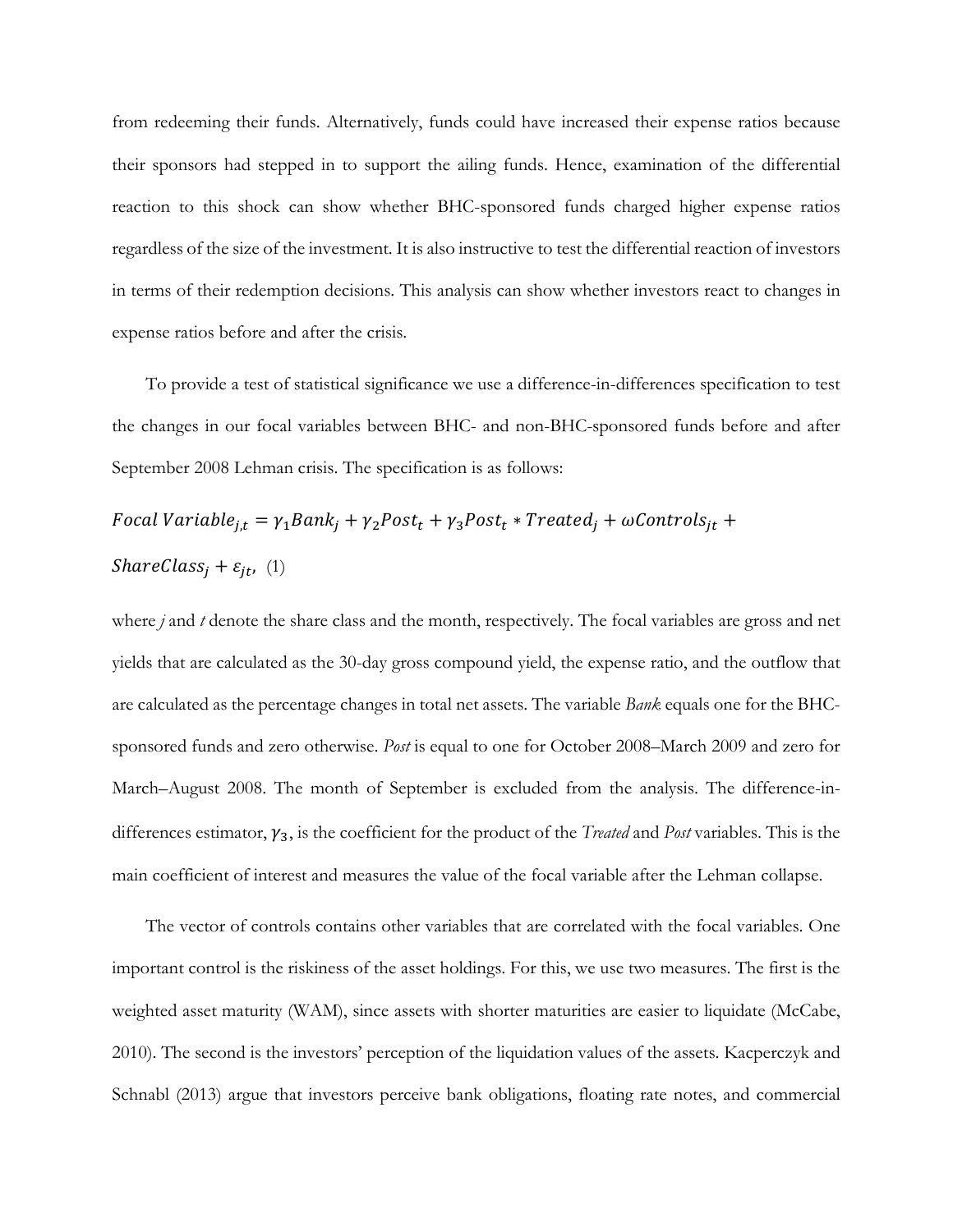from redeeming their funds. Alternatively, funds could have increased their expense ratios because their sponsors had stepped in to support the ailing funds. Hence, examination of the differential reaction to this shock can show whether BHC-sponsored funds charged higher expense ratios regardless of the size of the investment. It is also instructive to test the differential reaction of investors in terms of their redemption decisions. This analysis can show whether investors react to changes in expense ratios before and after the crisis.

To provide a test of statistical significance we use a difference-in-differences specification to test the changes in our focal variables between BHC- and non-BHC-sponsored funds before and after September 2008 Lehman crisis. The specification is as follows:

$$Focal\ Variable_{j,t} = \gamma_1 Bank_j + \gamma_2 Post_t + \gamma_3 Post_t * Treated_j + \omega Controls_{jt} + ShareClass_j + \varepsilon_{jt}, \quad (1)$$

where *j* and *t* denote the share class and the month, respectively. The focal variables are gross and net yields that are calculated as the 30-day gross compound yield, the expense ratio, and the outflow that are calculated as the percentage changes in total net assets. The variable *Bank* equals one for the BHC-sponsored funds and zero otherwise. *Post* is equal to one for October 2008–March 2009 and zero for March–August 2008. The month of September is excluded from the analysis. The difference-in-differences estimator, $\gamma_3$, is the coefficient for the product of the *Treated* and *Post* variables. This is the main coefficient of interest and measures the value of the focal variable after the Lehman collapse.

The vector of controls contains other variables that are correlated with the focal variables. One important control is the riskiness of the asset holdings. For this, we use two measures. The first is the weighted asset maturity (WAM), since assets with shorter maturities are easier to liquidate (McCabe, 2010). The second is the investors' perception of the liquidation values of the assets. Kacperczyk and Schnabl (2013) argue that investors perceive bank obligations, floating rate notes, and commercial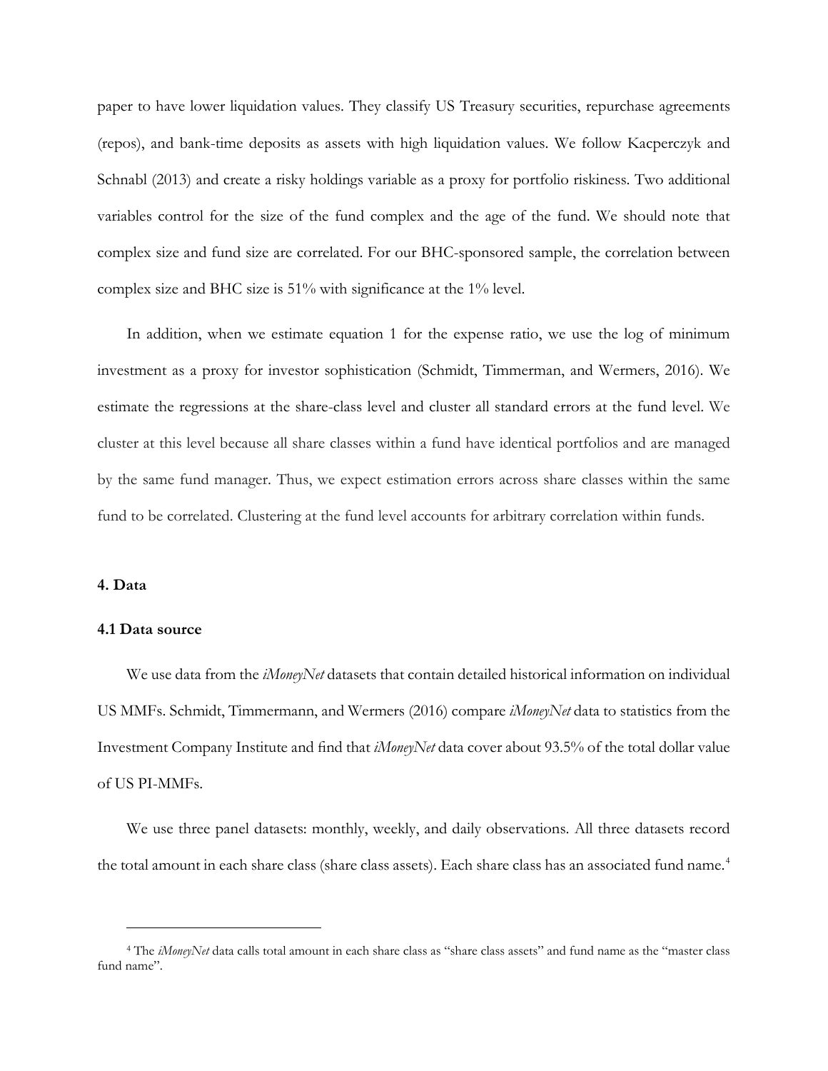paper to have lower liquidation values. They classify US Treasury securities, repurchase agreements (repos), and bank-time deposits as assets with high liquidation values. We follow Kacperczyk and Schnabl (2013) and create a risky holdings variable as a proxy for portfolio riskiness. Two additional variables control for the size of the fund complex and the age of the fund. We should note that complex size and fund size are correlated. For our BHC-sponsored sample, the correlation between complex size and BHC size is 51% with significance at the 1% level.

In addition, when we estimate equation 1 for the expense ratio, we use the log of minimum investment as a proxy for investor sophistication (Schmidt, Timmerman, and Wermers, 2016). We estimate the regressions at the share-class level and cluster all standard errors at the fund level. We cluster at this level because all share classes within a fund have identical portfolios and are managed by the same fund manager. Thus, we expect estimation errors across share classes within the same fund to be correlated. Clustering at the fund level accounts for arbitrary correlation within funds.

## 4. Data

### 4.1 Data source

We use data from the *iMoneyNet* datasets that contain detailed historical information on individual US MMFs. Schmidt, Timmermann, and Wermers (2016) compare *iMoneyNet* data to statistics from the Investment Company Institute and find that *iMoneyNet* data cover about 93.5% of the total dollar value of US PI-MMFs.

We use three panel datasets: monthly, weekly, and daily observations. All three datasets record the total amount in each share class (share class assets). Each share class has an associated fund name.[4]

[4] The *iMoneyNet* data calls total amount in each share class as "share class assets" and fund name as the "master class fund name".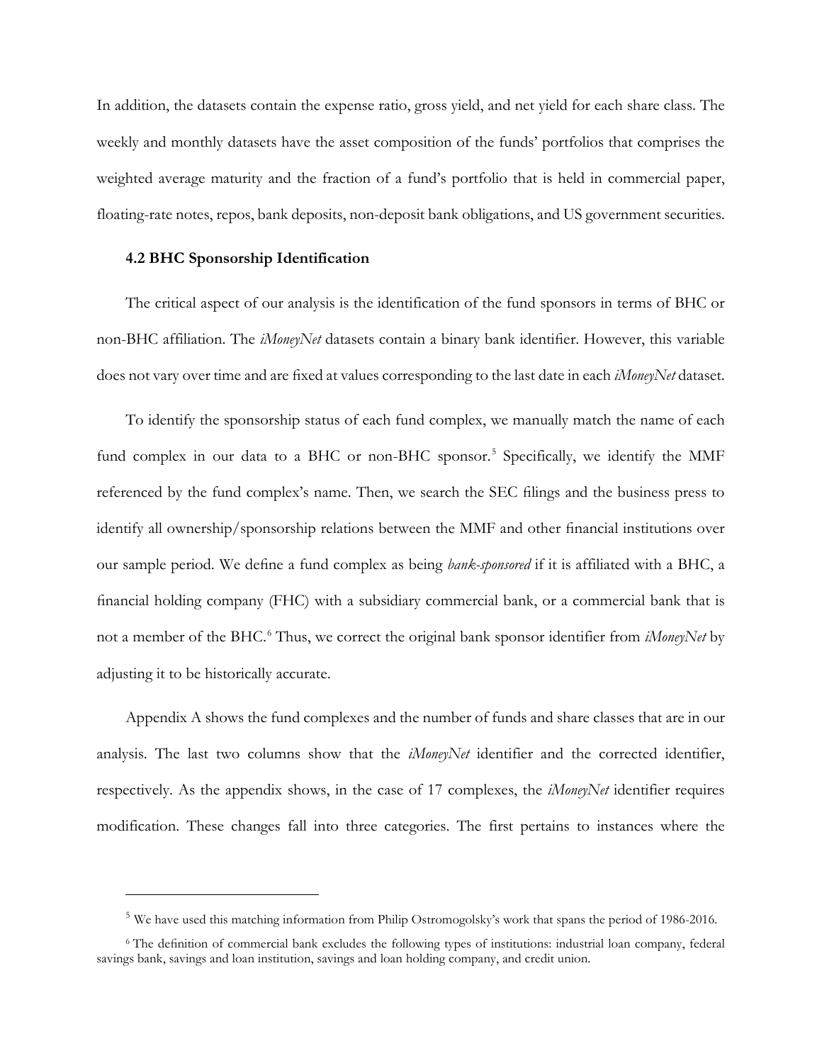In addition, the datasets contain the expense ratio, gross yield, and net yield for each share class. The weekly and monthly datasets have the asset composition of the funds' portfolios that comprises the weighted average maturity and the fraction of a fund's portfolio that is held in commercial paper, floating-rate notes, repos, bank deposits, non-deposit bank obligations, and US government securities.

### 4.2 BHC Sponsorship Identification

The critical aspect of our analysis is the identification of the fund sponsors in terms of BHC or non-BHC affiliation. The *iMoneyNet* datasets contain a binary bank identifier. However, this variable does not vary over time and are fixed at values corresponding to the last date in each *iMoneyNet* dataset.

To identify the sponsorship status of each fund complex, we manually match the name of each fund complex in our data to a BHC or non-BHC sponsor.[5] Specifically, we identify the MMF referenced by the fund complex's name. Then, we search the SEC filings and the business press to identify all ownership/sponsorship relations between the MMF and other financial institutions over our sample period. We define a fund complex as being *bank-sponsored* if it is affiliated with a BHC, a financial holding company (FHC) with a subsidiary commercial bank, or a commercial bank that is not a member of the BHC.[6] Thus, we correct the original bank sponsor identifier from *iMoneyNet* by adjusting it to be historically accurate.

Appendix A shows the fund complexes and the number of funds and share classes that are in our analysis. The last two columns show that the *iMoneyNet* identifier and the corrected identifier, respectively. As the appendix shows, in the case of 17 complexes, the *iMoneyNet* identifier requires modification. These changes fall into three categories. The first pertains to instances where the

[5] We have used this matching information from Philip Ostromogolsky's work that spans the period of 1986-2016.

[6] The definition of commercial bank excludes the following types of institutions: industrial loan company, federal savings bank, savings and loan institution, savings and loan holding company, and credit union.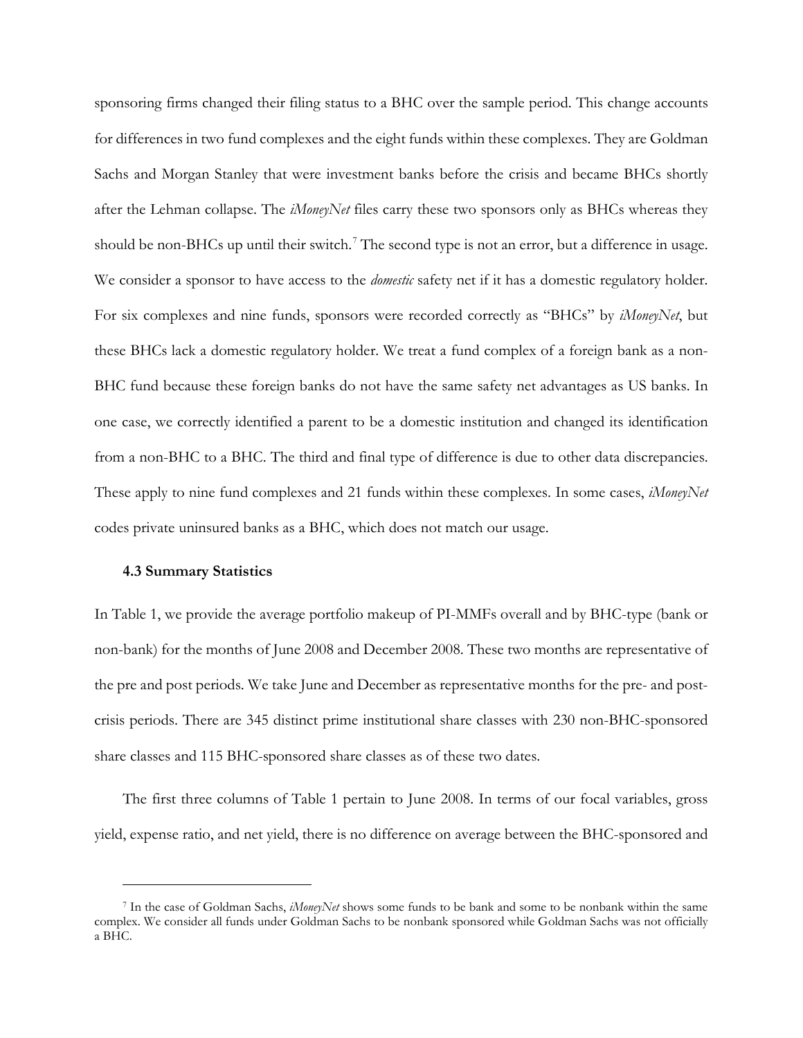sponsoring firms changed their filing status to a BHC over the sample period. This change accounts for differences in two fund complexes and the eight funds within these complexes. They are Goldman Sachs and Morgan Stanley that were investment banks before the crisis and became BHCs shortly after the Lehman collapse. The *iMoneyNet* files carry these two sponsors only as BHCs whereas they should be non-BHCs up until their switch.[7] The second type is not an error, but a difference in usage. We consider a sponsor to have access to the *domestic* safety net if it has a domestic regulatory holder. For six complexes and nine funds, sponsors were recorded correctly as "BHCs" by *iMoneyNet*, but these BHCs lack a domestic regulatory holder. We treat a fund complex of a foreign bank as a non-BHC fund because these foreign banks do not have the same safety net advantages as US banks. In one case, we correctly identified a parent to be a domestic institution and changed its identification from a non-BHC to a BHC. The third and final type of difference is due to other data discrepancies. These apply to nine fund complexes and 21 funds within these complexes. In some cases, *iMoneyNet* codes private uninsured banks as a BHC, which does not match our usage.

### 4.3 Summary Statistics

In Table 1, we provide the average portfolio makeup of PI-MMFs overall and by BHC-type (bank or non-bank) for the months of June 2008 and December 2008. These two months are representative of the pre and post periods. We take June and December as representative months for the pre- and post-crisis periods. There are 345 distinct prime institutional share classes with 230 non-BHC-sponsored share classes and 115 BHC-sponsored share classes as of these two dates.

The first three columns of Table 1 pertain to June 2008. In terms of our focal variables, gross yield, expense ratio, and net yield, there is no difference on average between the BHC-sponsored and

[7] In the case of Goldman Sachs, *iMoneyNet* shows some funds to be bank and some to be nonbank within the same complex. We consider all funds under Goldman Sachs to be nonbank sponsored while Goldman Sachs was not officially a BHC.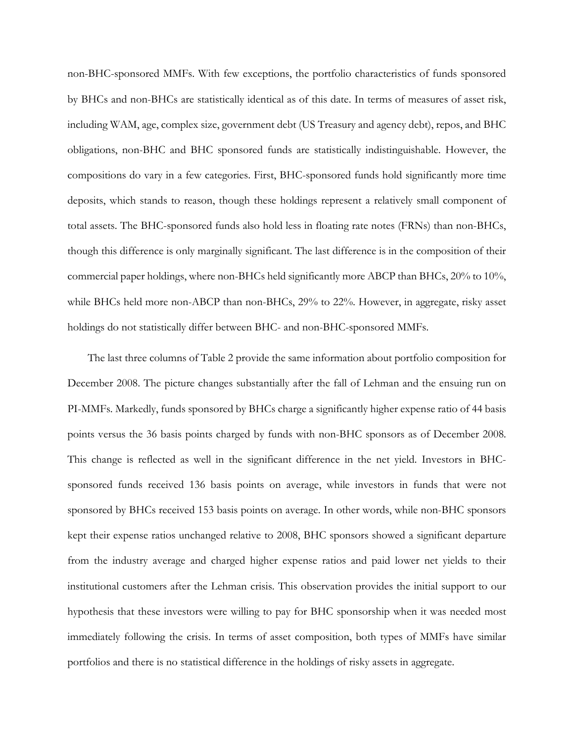non-BHC-sponsored MMFs. With few exceptions, the portfolio characteristics of funds sponsored by BHCs and non-BHCs are statistically identical as of this date. In terms of measures of asset risk, including WAM, age, complex size, government debt (US Treasury and agency debt), repos, and BHC obligations, non-BHC and BHC sponsored funds are statistically indistinguishable. However, the compositions do vary in a few categories. First, BHC-sponsored funds hold significantly more time deposits, which stands to reason, though these holdings represent a relatively small component of total assets. The BHC-sponsored funds also hold less in floating rate notes (FRNs) than non-BHCs, though this difference is only marginally significant. The last difference is in the composition of their commercial paper holdings, where non-BHCs held significantly more ABCP than BHCs, 20% to 10%, while BHCs held more non-ABCP than non-BHCs, 29% to 22%. However, in aggregate, risky asset holdings do not statistically differ between BHC- and non-BHC-sponsored MMFs.

The last three columns of Table 2 provide the same information about portfolio composition for December 2008. The picture changes substantially after the fall of Lehman and the ensuing run on PI-MMFs. Markedly, funds sponsored by BHCs charge a significantly higher expense ratio of 44 basis points versus the 36 basis points charged by funds with non-BHC sponsors as of December 2008. This change is reflected as well in the significant difference in the net yield. Investors in BHC-sponsored funds received 136 basis points on average, while investors in funds that were not sponsored by BHCs received 153 basis points on average. In other words, while non-BHC sponsors kept their expense ratios unchanged relative to 2008, BHC sponsors showed a significant departure from the industry average and charged higher expense ratios and paid lower net yields to their institutional customers after the Lehman crisis. This observation provides the initial support to our hypothesis that these investors were willing to pay for BHC sponsorship when it was needed most immediately following the crisis. In terms of asset composition, both types of MMFs have similar portfolios and there is no statistical difference in the holdings of risky assets in aggregate.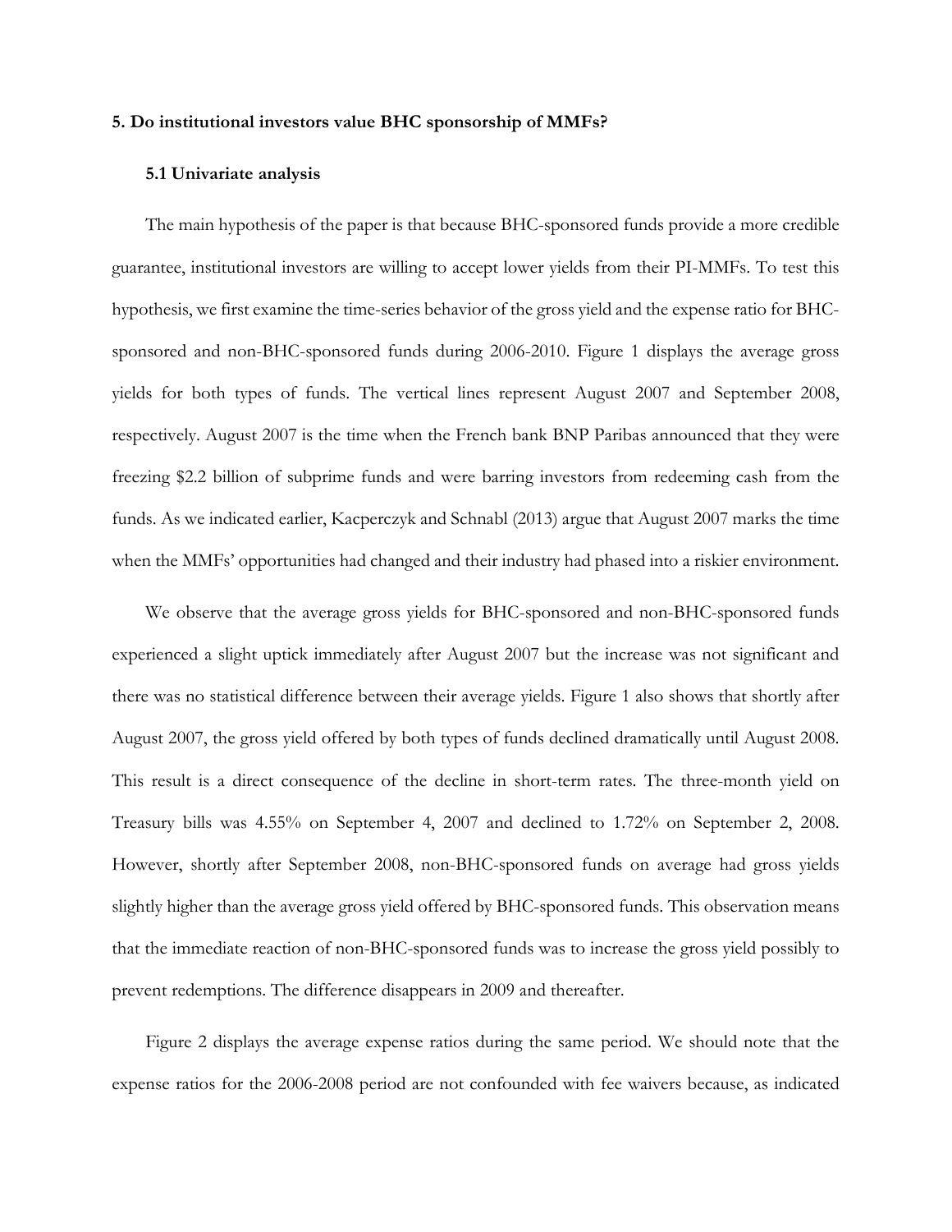## 5. Do institutional investors value BHC sponsorship of MMFs?

### 5.1 Univariate analysis

The main hypothesis of the paper is that because BHC-sponsored funds provide a more credible guarantee, institutional investors are willing to accept lower yields from their PI-MMFs. To test this hypothesis, we first examine the time-series behavior of the gross yield and the expense ratio for BHC-sponsored and non-BHC-sponsored funds during 2006-2010. Figure 1 displays the average gross yields for both types of funds. The vertical lines represent August 2007 and September 2008, respectively. August 2007 is the time when the French bank BNP Paribas announced that they were freezing $2.2 billion of subprime funds and were barring investors from redeeming cash from the funds. As we indicated earlier, Kacperczyk and Schnabl (2013) argue that August 2007 marks the time when the MMFs' opportunities had changed and their industry had phased into a riskier environment.

We observe that the average gross yields for BHC-sponsored and non-BHC-sponsored funds experienced a slight uptick immediately after August 2007 but the increase was not significant and there was no statistical difference between their average yields. Figure 1 also shows that shortly after August 2007, the gross yield offered by both types of funds declined dramatically until August 2008. This result is a direct consequence of the decline in short-term rates. The three-month yield on Treasury bills was 4.55% on September 4, 2007 and declined to 1.72% on September 2, 2008. However, shortly after September 2008, non-BHC-sponsored funds on average had gross yields slightly higher than the average gross yield offered by BHC-sponsored funds. This observation means that the immediate reaction of non-BHC-sponsored funds was to increase the gross yield possibly to prevent redemptions. The difference disappears in 2009 and thereafter.

Figure 2 displays the average expense ratios during the same period. We should note that the expense ratios for the 2006-2008 period are not confounded with fee waivers because, as indicated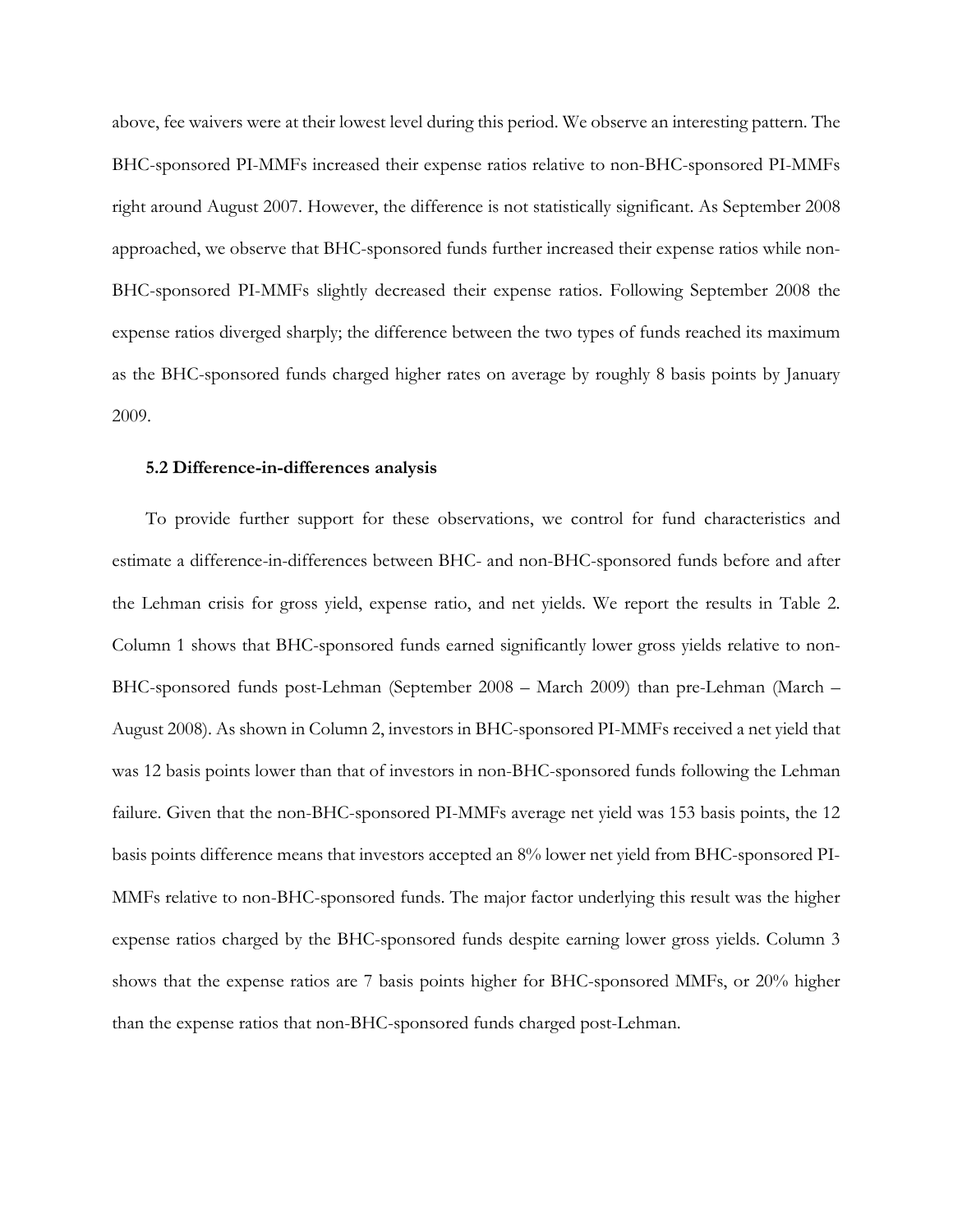above, fee waivers were at their lowest level during this period. We observe an interesting pattern. The BHC-sponsored PI-MMFs increased their expense ratios relative to non-BHC-sponsored PI-MMFs right around August 2007. However, the difference is not statistically significant. As September 2008 approached, we observe that BHC-sponsored funds further increased their expense ratios while non-BHC-sponsored PI-MMFs slightly decreased their expense ratios. Following September 2008 the expense ratios diverged sharply; the difference between the two types of funds reached its maximum as the BHC-sponsored funds charged higher rates on average by roughly 8 basis points by January 2009.

### 5.2 Difference-in-differences analysis

To provide further support for these observations, we control for fund characteristics and estimate a difference-in-differences between BHC- and non-BHC-sponsored funds before and after the Lehman crisis for gross yield, expense ratio, and net yields. We report the results in Table 2. Column 1 shows that BHC-sponsored funds earned significantly lower gross yields relative to non-BHC-sponsored funds post-Lehman (September 2008 – March 2009) than pre-Lehman (March – August 2008). As shown in Column 2, investors in BHC-sponsored PI-MMFs received a net yield that was 12 basis points lower than that of investors in non-BHC-sponsored funds following the Lehman failure. Given that the non-BHC-sponsored PI-MMFs average net yield was 153 basis points, the 12 basis points difference means that investors accepted an 8% lower net yield from BHC-sponsored PI-MMFs relative to non-BHC-sponsored funds. The major factor underlying this result was the higher expense ratios charged by the BHC-sponsored funds despite earning lower gross yields. Column 3 shows that the expense ratios are 7 basis points higher for BHC-sponsored MMFs, or 20% higher than the expense ratios that non-BHC-sponsored funds charged post-Lehman.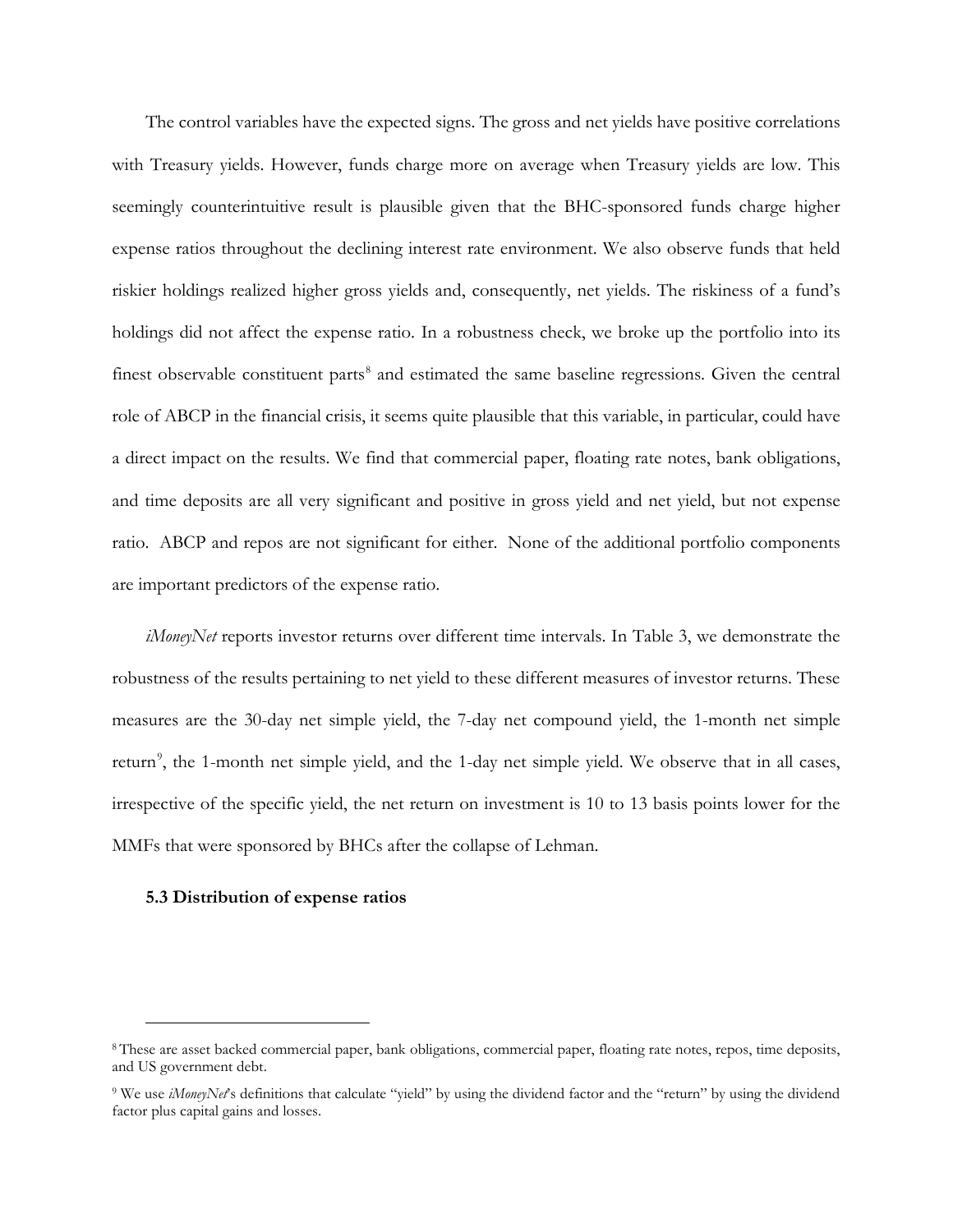The control variables have the expected signs. The gross and net yields have positive correlations with Treasury yields. However, funds charge more on average when Treasury yields are low. This seemingly counterintuitive result is plausible given that the BHC-sponsored funds charge higher expense ratios throughout the declining interest rate environment. We also observe funds that held riskier holdings realized higher gross yields and, consequently, net yields. The riskiness of a fund's holdings did not affect the expense ratio. In a robustness check, we broke up the portfolio into its finest observable constituent parts[8] and estimated the same baseline regressions. Given the central role of ABCP in the financial crisis, it seems quite plausible that this variable, in particular, could have a direct impact on the results. We find that commercial paper, floating rate notes, bank obligations, and time deposits are all very significant and positive in gross yield and net yield, but not expense ratio. ABCP and repos are not significant for either. None of the additional portfolio components are important predictors of the expense ratio.

*iMoneyNet* reports investor returns over different time intervals. In Table 3, we demonstrate the robustness of the results pertaining to net yield to these different measures of investor returns. These measures are the 30-day net simple yield, the 7-day net compound yield, the 1-month net simple return[9], the 1-month net simple yield, and the 1-day net simple yield. We observe that in all cases, irrespective of the specific yield, the net return on investment is 10 to 13 basis points lower for the MMFs that were sponsored by BHCs after the collapse of Lehman.

### 5.3 Distribution of expense ratios

---

[8] These are asset backed commercial paper, bank obligations, commercial paper, floating rate notes, repos, time deposits, and US government debt.

[9] We use *iMoneyNet*'s definitions that calculate "yield" by using the dividend factor and the "return" by using the dividend factor plus capital gains and losses.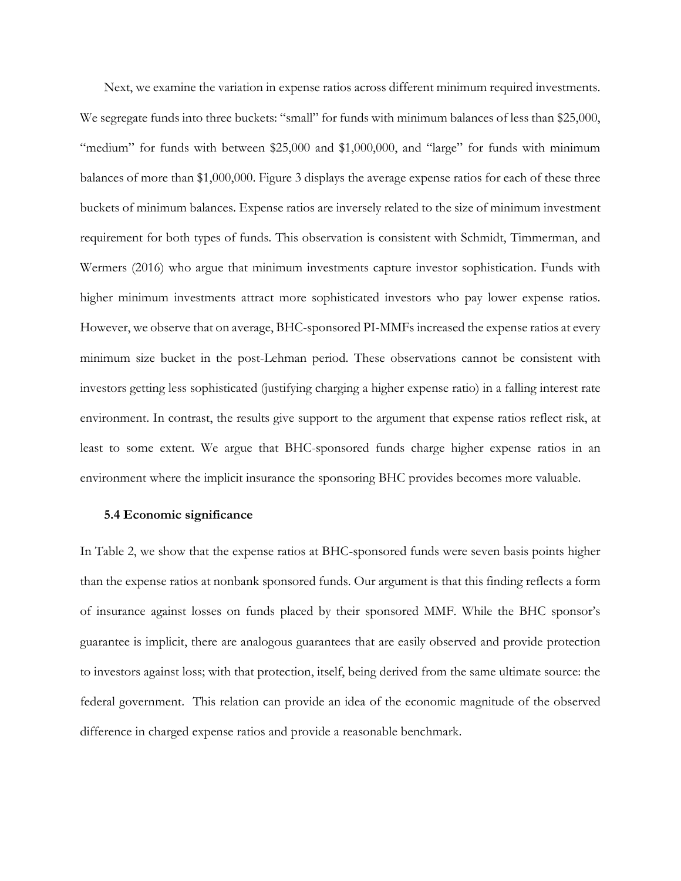Next, we examine the variation in expense ratios across different minimum required investments. We segregate funds into three buckets: "small" for funds with minimum balances of less than $25,000, "medium" for funds with between $25,000 and $1,000,000, and "large" for funds with minimum balances of more than $1,000,000. Figure 3 displays the average expense ratios for each of these three buckets of minimum balances. Expense ratios are inversely related to the size of minimum investment requirement for both types of funds. This observation is consistent with Schmidt, Timmerman, and Wermers (2016) who argue that minimum investments capture investor sophistication. Funds with higher minimum investments attract more sophisticated investors who pay lower expense ratios. However, we observe that on average, BHC-sponsored PI-MMFs increased the expense ratios at every minimum size bucket in the post-Lehman period. These observations cannot be consistent with investors getting less sophisticated (justifying charging a higher expense ratio) in a falling interest rate environment. In contrast, the results give support to the argument that expense ratios reflect risk, at least to some extent. We argue that BHC-sponsored funds charge higher expense ratios in an environment where the implicit insurance the sponsoring BHC provides becomes more valuable.

### 5.4 Economic significance

In Table 2, we show that the expense ratios at BHC-sponsored funds were seven basis points higher than the expense ratios at nonbank sponsored funds. Our argument is that this finding reflects a form of insurance against losses on funds placed by their sponsored MMF. While the BHC sponsor's guarantee is implicit, there are analogous guarantees that are easily observed and provide protection to investors against loss; with that protection, itself, being derived from the same ultimate source: the federal government. This relation can provide an idea of the economic magnitude of the observed difference in charged expense ratios and provide a reasonable benchmark.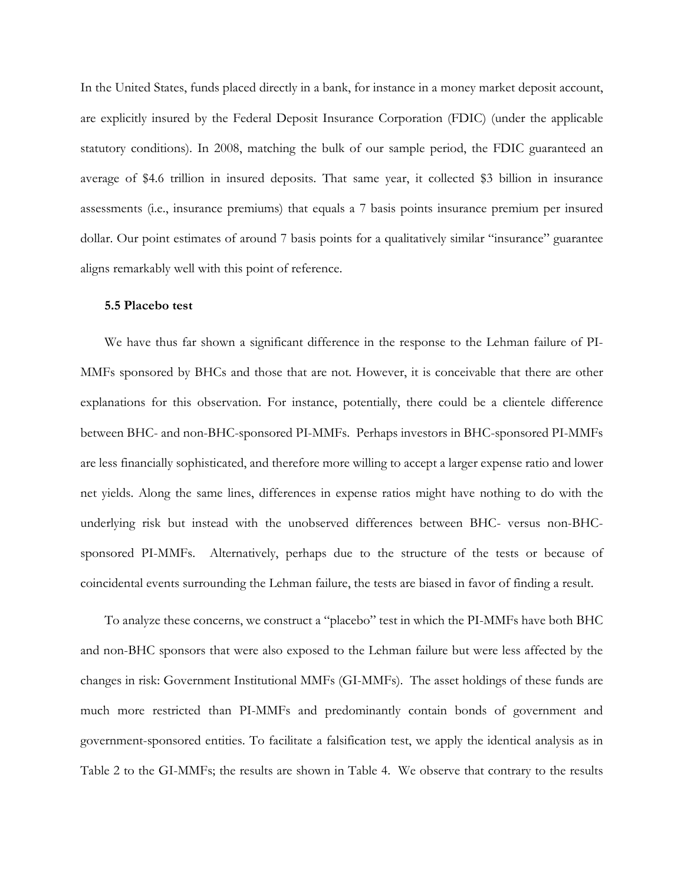In the United States, funds placed directly in a bank, for instance in a money market deposit account, are explicitly insured by the Federal Deposit Insurance Corporation (FDIC) (under the applicable statutory conditions). In 2008, matching the bulk of our sample period, the FDIC guaranteed an average of $4.6 trillion in insured deposits. That same year, it collected $3 billion in insurance assessments (i.e., insurance premiums) that equals a 7 basis points insurance premium per insured dollar. Our point estimates of around 7 basis points for a qualitatively similar "insurance" guarantee aligns remarkably well with this point of reference.

### 5.5 Placebo test

We have thus far shown a significant difference in the response to the Lehman failure of PI-MMFs sponsored by BHCs and those that are not. However, it is conceivable that there are other explanations for this observation. For instance, potentially, there could be a clientele difference between BHC- and non-BHC-sponsored PI-MMFs. Perhaps investors in BHC-sponsored PI-MMFs are less financially sophisticated, and therefore more willing to accept a larger expense ratio and lower net yields. Along the same lines, differences in expense ratios might have nothing to do with the underlying risk but instead with the unobserved differences between BHC- versus non-BHC-sponsored PI-MMFs. Alternatively, perhaps due to the structure of the tests or because of coincidental events surrounding the Lehman failure, the tests are biased in favor of finding a result.

To analyze these concerns, we construct a "placebo" test in which the PI-MMFs have both BHC and non-BHC sponsors that were also exposed to the Lehman failure but were less affected by the changes in risk: Government Institutional MMFs (GI-MMFs). The asset holdings of these funds are much more restricted than PI-MMFs and predominantly contain bonds of government and government-sponsored entities. To facilitate a falsification test, we apply the identical analysis as in Table 2 to the GI-MMFs; the results are shown in Table 4. We observe that contrary to the results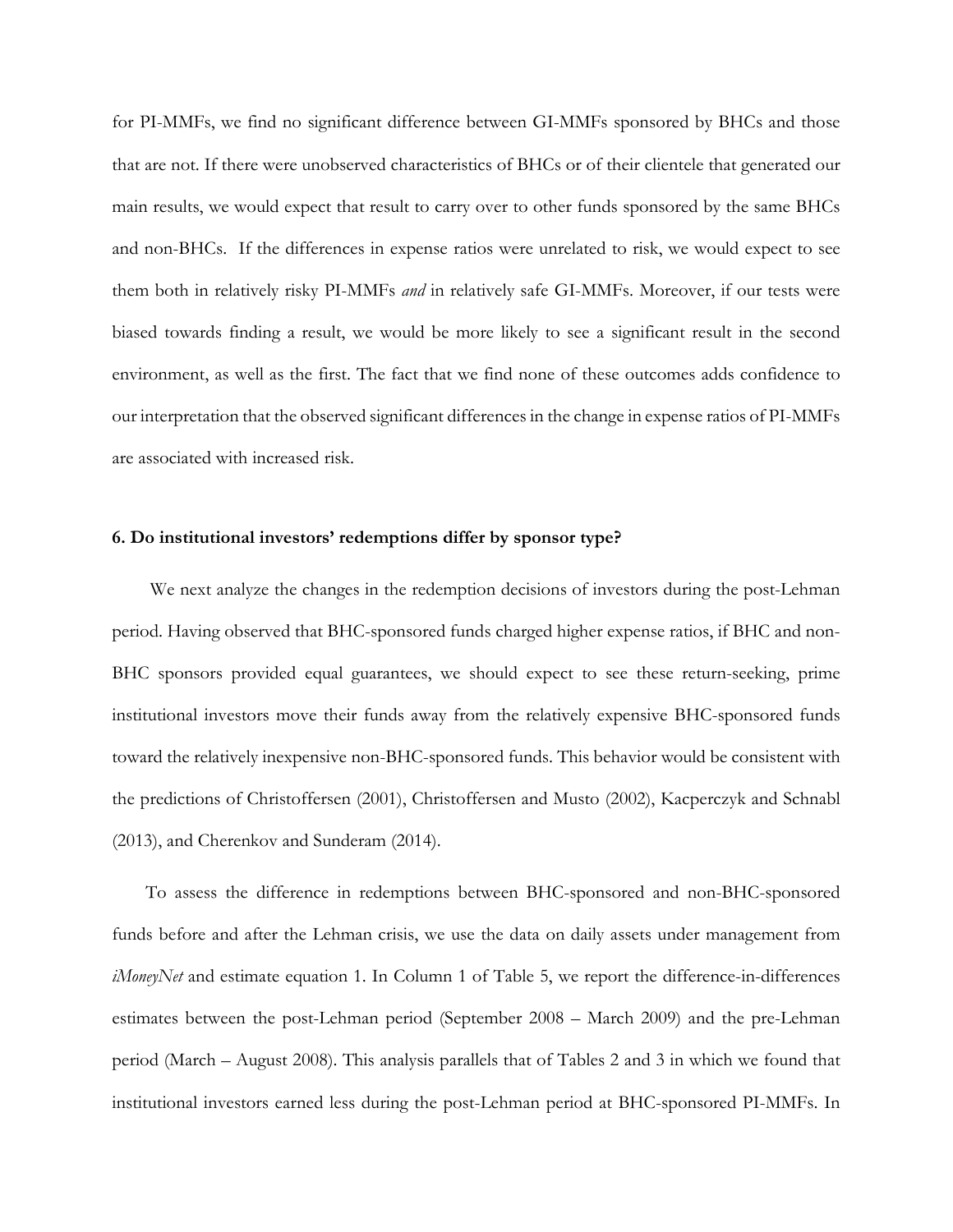for PI-MMFs, we find no significant difference between GI-MMFs sponsored by BHCs and those that are not. If there were unobserved characteristics of BHCs or of their clientele that generated our main results, we would expect that result to carry over to other funds sponsored by the same BHCs and non-BHCs. If the differences in expense ratios were unrelated to risk, we would expect to see them both in relatively risky PI-MMFs *and* in relatively safe GI-MMFs. Moreover, if our tests were biased towards finding a result, we would be more likely to see a significant result in the second environment, as well as the first. The fact that we find none of these outcomes adds confidence to our interpretation that the observed significant differences in the change in expense ratios of PI-MMFs are associated with increased risk.

## 6. Do institutional investors' redemptions differ by sponsor type?

We next analyze the changes in the redemption decisions of investors during the post-Lehman period. Having observed that BHC-sponsored funds charged higher expense ratios, if BHC and non-BHC sponsors provided equal guarantees, we should expect to see these return-seeking, prime institutional investors move their funds away from the relatively expensive BHC-sponsored funds toward the relatively inexpensive non-BHC-sponsored funds. This behavior would be consistent with the predictions of Christoffersen (2001), Christoffersen and Musto (2002), Kacperczyk and Schnabl (2013), and Cherenkov and Sunderam (2014).

To assess the difference in redemptions between BHC-sponsored and non-BHC-sponsored funds before and after the Lehman crisis, we use the data on daily assets under management from *iMoneyNet* and estimate equation 1. In Column 1 of Table 5, we report the difference-in-differences estimates between the post-Lehman period (September 2008 – March 2009) and the pre-Lehman period (March – August 2008). This analysis parallels that of Tables 2 and 3 in which we found that institutional investors earned less during the post-Lehman period at BHC-sponsored PI-MMFs. In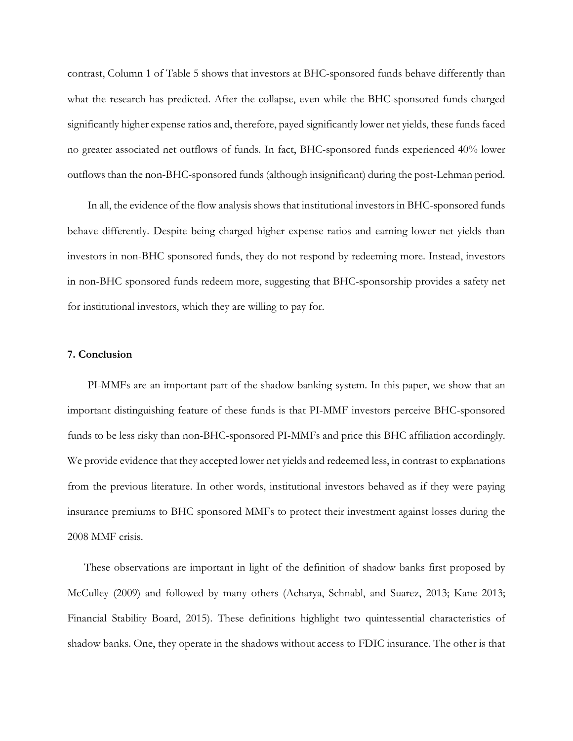contrast, Column 1 of Table 5 shows that investors at BHC-sponsored funds behave differently than what the research has predicted. After the collapse, even while the BHC-sponsored funds charged significantly higher expense ratios and, therefore, payed significantly lower net yields, these funds faced no greater associated net outflows of funds. In fact, BHC-sponsored funds experienced 40% lower outflows than the non-BHC-sponsored funds (although insignificant) during the post-Lehman period.

In all, the evidence of the flow analysis shows that institutional investors in BHC-sponsored funds behave differently. Despite being charged higher expense ratios and earning lower net yields than investors in non-BHC sponsored funds, they do not respond by redeeming more. Instead, investors in non-BHC sponsored funds redeem more, suggesting that BHC-sponsorship provides a safety net for institutional investors, which they are willing to pay for.

### 7. Conclusion

PI-MMFs are an important part of the shadow banking system. In this paper, we show that an important distinguishing feature of these funds is that PI-MMF investors perceive BHC-sponsored funds to be less risky than non-BHC-sponsored PI-MMFs and price this BHC affiliation accordingly. We provide evidence that they accepted lower net yields and redeemed less, in contrast to explanations from the previous literature. In other words, institutional investors behaved as if they were paying insurance premiums to BHC sponsored MMFs to protect their investment against losses during the 2008 MMF crisis.

These observations are important in light of the definition of shadow banks first proposed by McCulley (2009) and followed by many others (Acharya, Schnabl, and Suarez, 2013; Kane 2013; Financial Stability Board, 2015). These definitions highlight two quintessential characteristics of shadow banks. One, they operate in the shadows without access to FDIC insurance. The other is that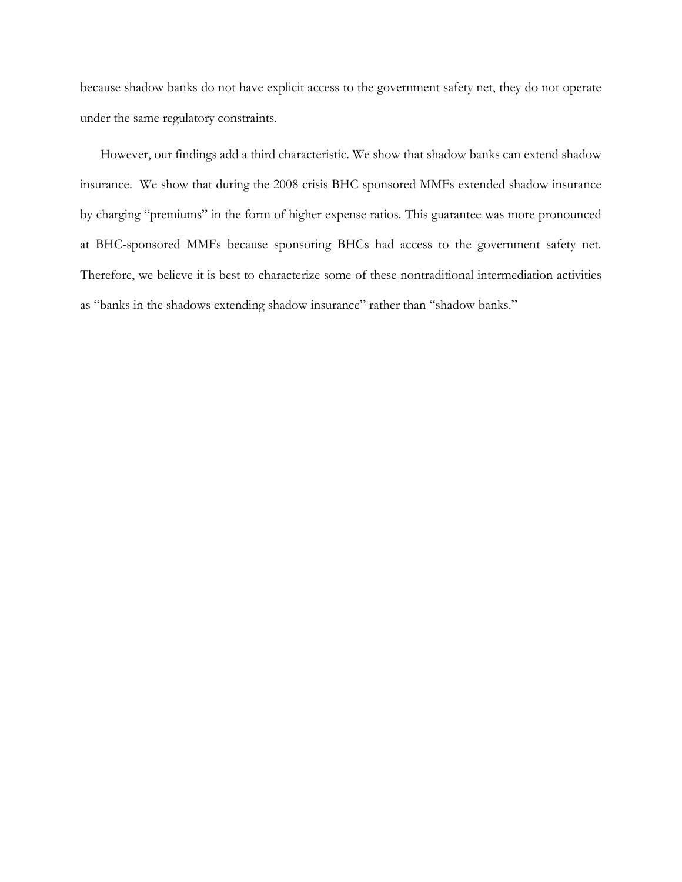because shadow banks do not have explicit access to the government safety net, they do not operate under the same regulatory constraints.

However, our findings add a third characteristic. We show that shadow banks can extend shadow insurance. We show that during the 2008 crisis BHC sponsored MMFs extended shadow insurance by charging "premiums" in the form of higher expense ratios. This guarantee was more pronounced at BHC-sponsored MMFs because sponsoring BHCs had access to the government safety net. Therefore, we believe it is best to characterize some of these nontraditional intermediation activities as "banks in the shadows extending shadow insurance" rather than "shadow banks."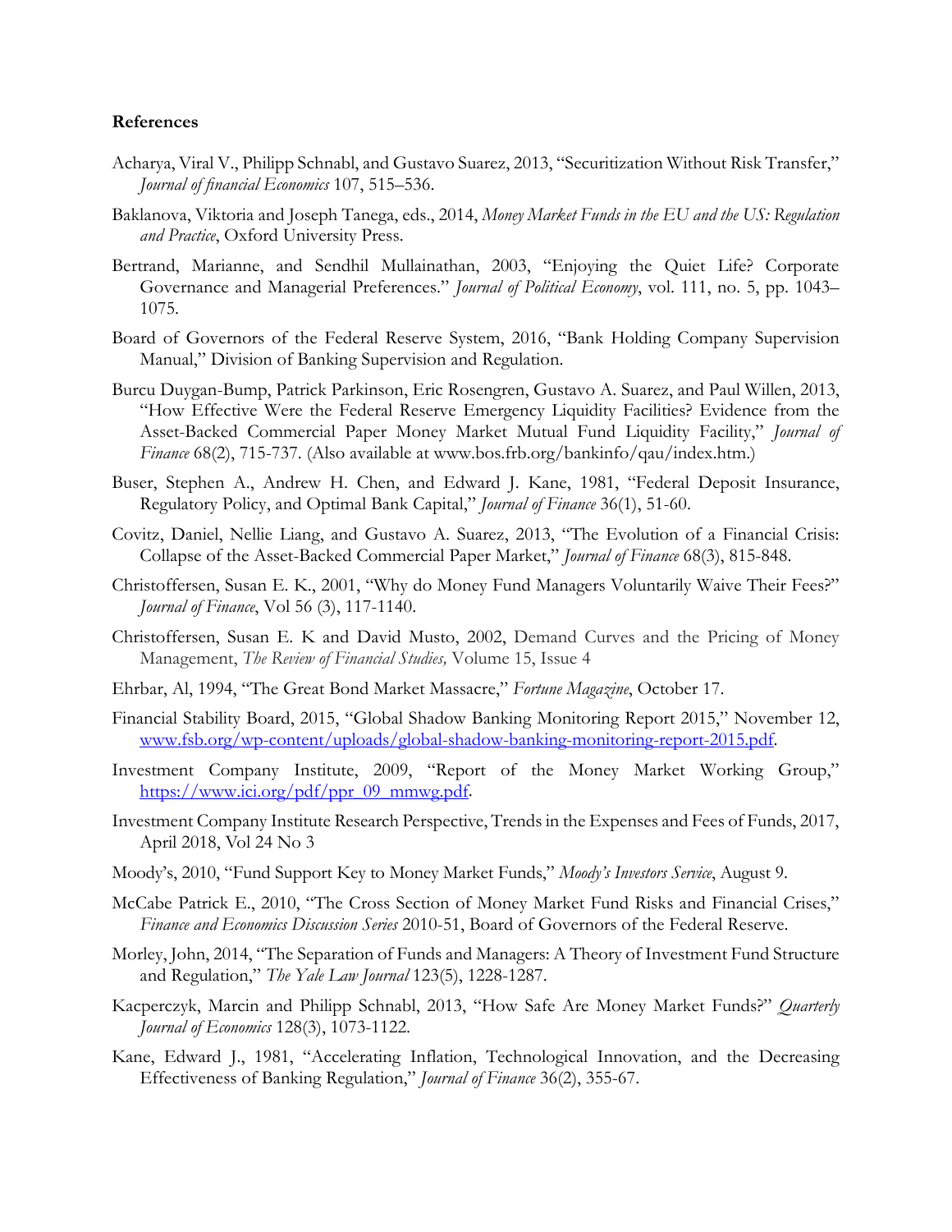**References**

Acharya, Viral V., Philipp Schnabl, and Gustavo Suarez, 2013, "Securitization Without Risk Transfer," *Journal of financial Economics* 107, 515–536.

Baklanova, Viktoria and Joseph Tanega, eds., 2014, *Money Market Funds in the EU and the US: Regulation and Practice*, Oxford University Press.

Bertrand, Marianne, and Sendhil Mullainathan, 2003, "Enjoying the Quiet Life? Corporate Governance and Managerial Preferences." *Journal of Political Economy*, vol. 111, no. 5, pp. 1043–1075.

Board of Governors of the Federal Reserve System, 2016, "Bank Holding Company Supervision Manual," Division of Banking Supervision and Regulation.

Burcu Duygan-Bump, Patrick Parkinson, Eric Rosengren, Gustavo A. Suarez, and Paul Willen, 2013, "How Effective Were the Federal Reserve Emergency Liquidity Facilities? Evidence from the Asset-Backed Commercial Paper Money Market Mutual Fund Liquidity Facility," *Journal of Finance* 68(2), 715-737. (Also available at www.bos.frb.org/bankinfo/qau/index.htm.)

Buser, Stephen A., Andrew H. Chen, and Edward J. Kane, 1981, "Federal Deposit Insurance, Regulatory Policy, and Optimal Bank Capital," *Journal of Finance* 36(1), 51-60.

Covitz, Daniel, Nellie Liang, and Gustavo A. Suarez, 2013, "The Evolution of a Financial Crisis: Collapse of the Asset-Backed Commercial Paper Market," *Journal of Finance* 68(3), 815-848.

Christoffersen, Susan E. K., 2001, "Why do Money Fund Managers Voluntarily Waive Their Fees?" *Journal of Finance*, Vol 56 (3), 117-1140.

Christoffersen, Susan E. K and David Musto, 2002, Demand Curves and the Pricing of Money Management, *The Review of Financial Studies,* Volume 15, Issue 4

Ehrbar, Al, 1994, "The Great Bond Market Massacre," *Fortune Magazine*, October 17.

Financial Stability Board, 2015, "Global Shadow Banking Monitoring Report 2015," November 12, www.fsb.org/wp-content/uploads/global-shadow-banking-monitoring-report-2015.pdf.

Investment Company Institute, 2009, "Report of the Money Market Working Group," https://www.ici.org/pdf/ppr_09_mmwg.pdf.

Investment Company Institute Research Perspective, Trends in the Expenses and Fees of Funds, 2017, April 2018, Vol 24 No 3

Moody's, 2010, "Fund Support Key to Money Market Funds," *Moody's Investors Service*, August 9.

McCabe Patrick E., 2010, "The Cross Section of Money Market Fund Risks and Financial Crises," *Finance and Economics Discussion Series* 2010-51, Board of Governors of the Federal Reserve.

Morley, John, 2014, "The Separation of Funds and Managers: A Theory of Investment Fund Structure and Regulation," *The Yale Law Journal* 123(5), 1228-1287.

Kacperczyk, Marcin and Philipp Schnabl, 2013, "How Safe Are Money Market Funds?" *Quarterly Journal of Economics* 128(3), 1073-1122.

Kane, Edward J., 1981, "Accelerating Inflation, Technological Innovation, and the Decreasing Effectiveness of Banking Regulation," *Journal of Finance* 36(2), 355-67.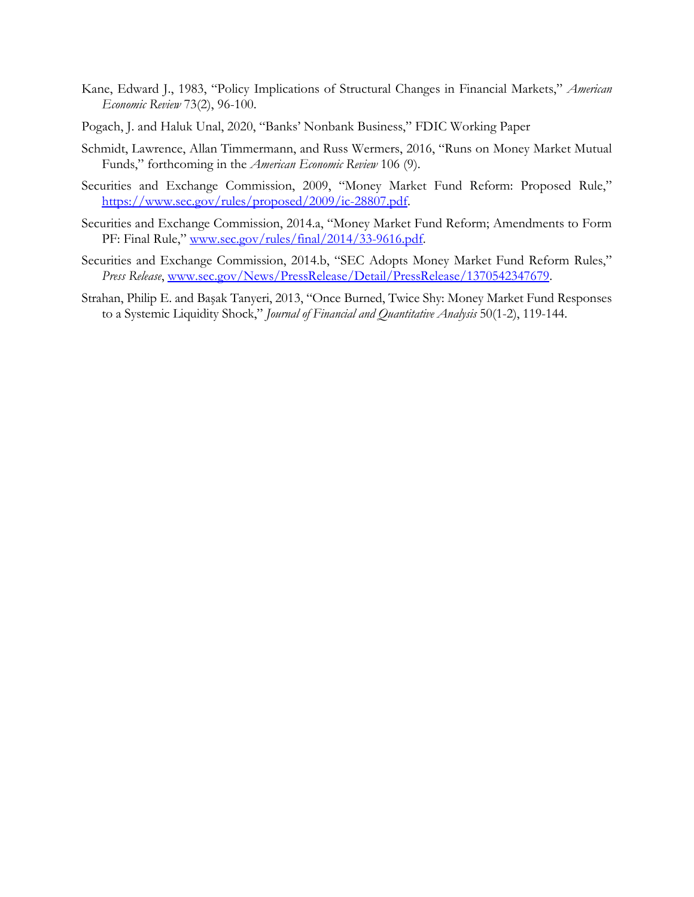Kane, Edward J., 1983, "Policy Implications of Structural Changes in Financial Markets," *American Economic Review* 73(2), 96-100.

Pogach, J. and Haluk Unal, 2020, "Banks' Nonbank Business," FDIC Working Paper

Schmidt, Lawrence, Allan Timmermann, and Russ Wermers, 2016, "Runs on Money Market Mutual Funds," forthcoming in the *American Economic Review* 106 (9).

Securities and Exchange Commission, 2009, "Money Market Fund Reform: Proposed Rule," https://www.sec.gov/rules/proposed/2009/ic-28807.pdf.

Securities and Exchange Commission, 2014.a, "Money Market Fund Reform; Amendments to Form PF: Final Rule," www.sec.gov/rules/final/2014/33-9616.pdf.

Securities and Exchange Commission, 2014.b, "SEC Adopts Money Market Fund Reform Rules," *Press Release*, www.sec.gov/News/PressRelease/Detail/PressRelease/1370542347679.

Strahan, Philip E. and Başak Tanyeri, 2013, "Once Burned, Twice Shy: Money Market Fund Responses to a Systemic Liquidity Shock," *Journal of Financial and Quantitative Analysis* 50(1-2), 119-144.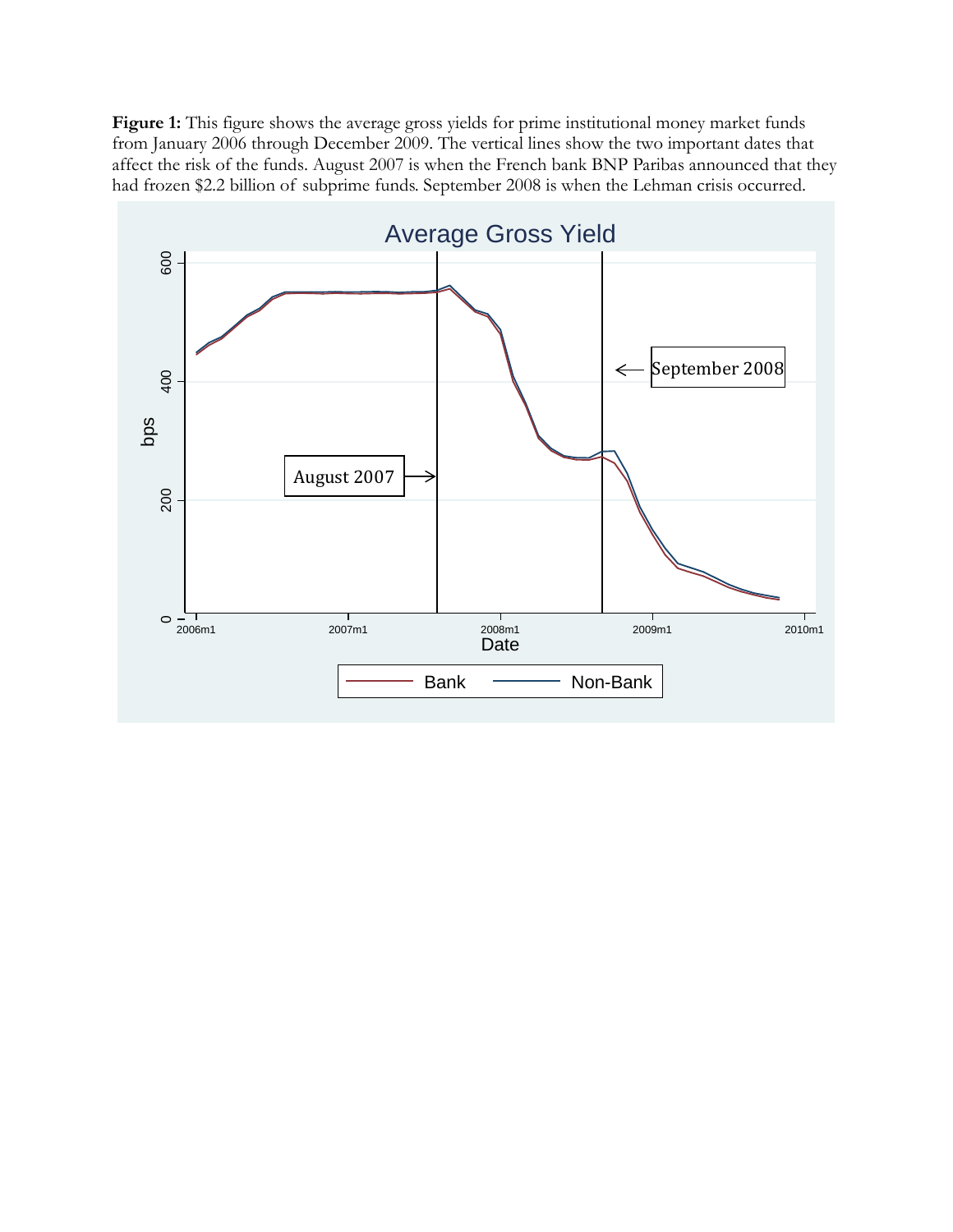**Figure 1:** This figure shows the average gross yields for prime institutional money market funds from January 2006 through December 2009. The vertical lines show the two important dates that affect the risk of the funds. August 2007 is when the French bank BNP Paribas announced that they had frozen $2.2 billion of subprime funds. September 2008 is when the Lehman crisis occurred.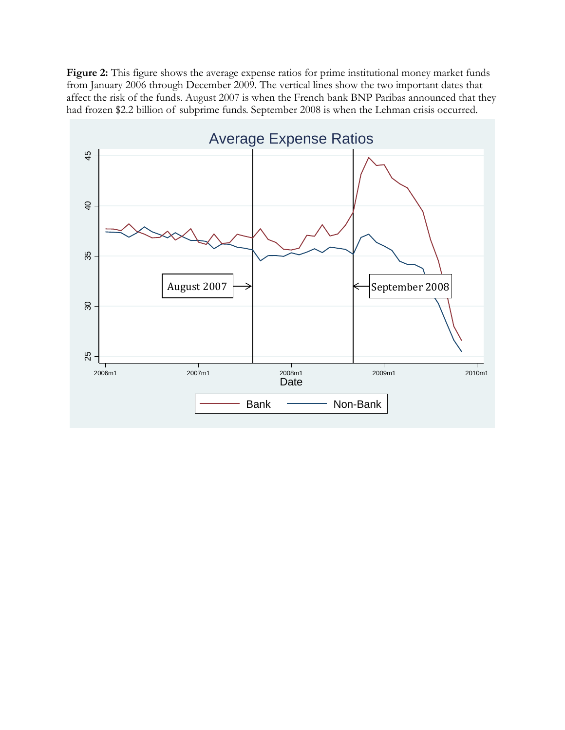**Figure 2:** This figure shows the average expense ratios for prime institutional money market funds from January 2006 through December 2009. The vertical lines show the two important dates that affect the risk of the funds. August 2007 is when the French bank BNP Paribas announced that they had frozen $2.2 billion of subprime funds. September 2008 is when the Lehman crisis occurred.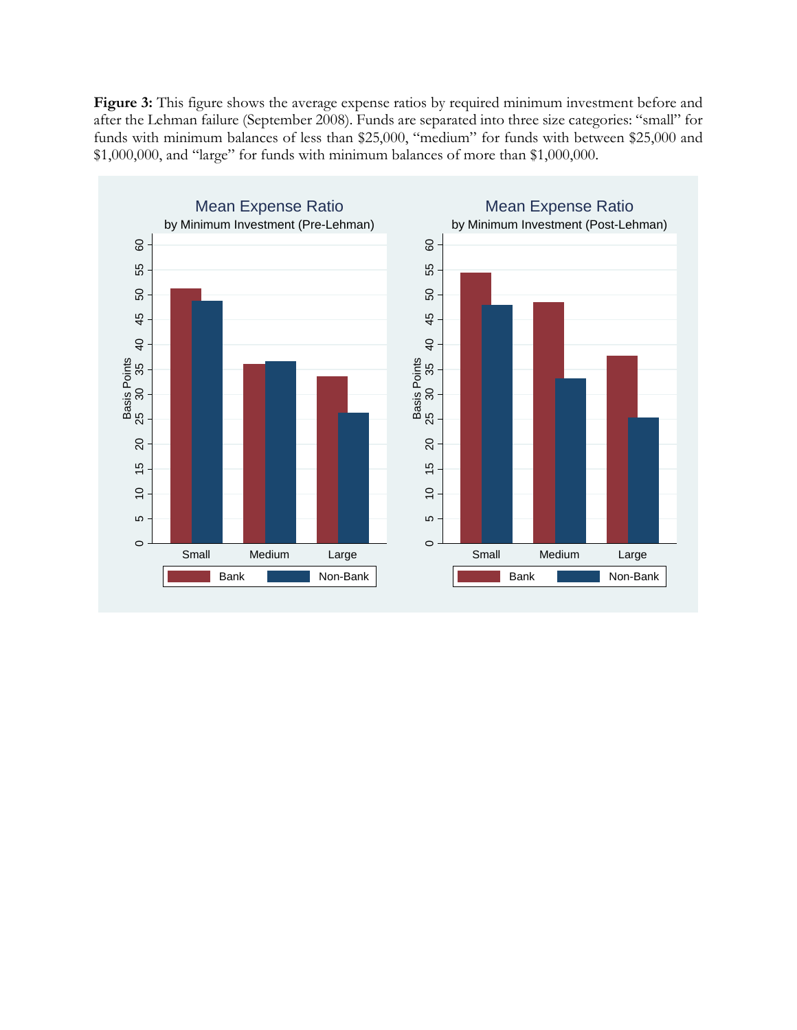**Figure 3:** This figure shows the average expense ratios by required minimum investment before and after the Lehman failure (September 2008). Funds are separated into three size categories: "small" for funds with minimum balances of less than \$25,000, "medium" for funds with between \$25,000 and \$1,000,000, and "large" for funds with minimum balances of more than \$1,000,000.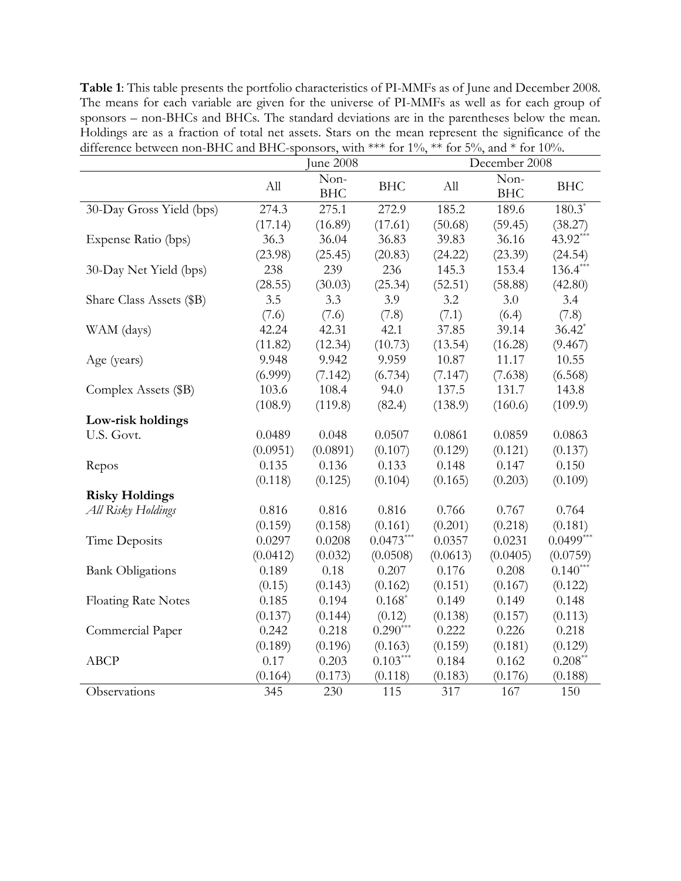**Table 1**: This table presents the portfolio characteristics of PI-MMFs as of June and December 2008. The means for each variable are given for the universe of PI-MMFs as well as for each group of sponsors – non-BHCs and BHCs. The standard deviations are in the parentheses below the mean. Holdings are as a fraction of total net assets. Stars on the mean represent the significance of the difference between non-BHC and BHC-sponsors, with *** for 1%, ** for 5%, and * for 10%.

| | June 2008 | | | December 2008 | | |
|---|---|---|---|---|---|---|
| | All | Non-BHC | BHC | All | Non-BHC | BHC |
| 30-Day Gross Yield (bps) | 274.3 | 275.1 | 272.9 | 185.2 | 189.6 | 180.3* |
| | (17.14) | (16.89) | (17.61) | (50.68) | (59.45) | (38.27) |
| Expense Ratio (bps) | 36.3 | 36.04 | 36.83 | 39.83 | 36.16 | 43.92*** |
| | (23.98) | (25.45) | (20.83) | (24.22) | (23.39) | (24.54) |
| 30-Day Net Yield (bps) | 238 | 239 | 236 | 145.3 | 153.4 | 136.4*** |
| | (28.55) | (30.03) | (25.34) | (52.51) | (58.88) | (42.80) |
| Share Class Assets ($B) | 3.5 | 3.3 | 3.9 | 3.2 | 3.0 | 3.4 |
| | (7.6) | (7.6) | (7.8) | (7.1) | (6.4) | (7.8) |
| WAM (days) | 42.24 | 42.31 | 42.1 | 37.85 | 39.14 | 36.42* |
| | (11.82) | (12.34) | (10.73) | (13.54) | (16.28) | (9.467) |
| Age (years) | 9.948 | 9.942 | 9.959 | 10.87 | 11.17 | 10.55 |
| | (6.999) | (7.142) | (6.734) | (7.147) | (7.638) | (6.568) |
| Complex Assets ($B) | 103.6 | 108.4 | 94.0 | 137.5 | 131.7 | 143.8 |
| | (108.9) | (119.8) | (82.4) | (138.9) | (160.6) | (109.9) |
| **Low-risk holdings** | | | | | | |
| U.S. Govt. | 0.0489 | 0.048 | 0.0507 | 0.0861 | 0.0859 | 0.0863 |
| | (0.0951) | (0.0891) | (0.107) | (0.129) | (0.121) | (0.137) |
| Repos | 0.135 | 0.136 | 0.133 | 0.148 | 0.147 | 0.150 |
| | (0.118) | (0.125) | (0.104) | (0.165) | (0.203) | (0.109) |
| **Risky Holdings** | | | | | | |
| *All Risky Holdings* | 0.816 | 0.816 | 0.816 | 0.766 | 0.767 | 0.764 |
| | (0.159) | (0.158) | (0.161) | (0.201) | (0.218) | (0.181) |
| Time Deposits | 0.0297 | 0.0208 | 0.0473*** | 0.0357 | 0.0231 | 0.0499*** |
| | (0.0412) | (0.032) | (0.0508) | (0.0613) | (0.0405) | (0.0759) |
| Bank Obligations | 0.189 | 0.18 | 0.207 | 0.176 | 0.208 | 0.140*** |
| | (0.15) | (0.143) | (0.162) | (0.151) | (0.167) | (0.122) |
| Floating Rate Notes | 0.185 | 0.194 | 0.168* | 0.149 | 0.149 | 0.148 |
| | (0.137) | (0.144) | (0.12) | (0.138) | (0.157) | (0.113) |
| Commercial Paper | 0.242 | 0.218 | 0.290*** | 0.222 | 0.226 | 0.218 |
| | (0.189) | (0.196) | (0.163) | (0.159) | (0.181) | (0.129) |
| ABCP | 0.17 | 0.203 | 0.103*** | 0.184 | 0.162 | 0.208** |
| | (0.164) | (0.173) | (0.118) | (0.183) | (0.176) | (0.188) |
| Observations | 345 | 230 | 115 | 317 | 167 | 150 |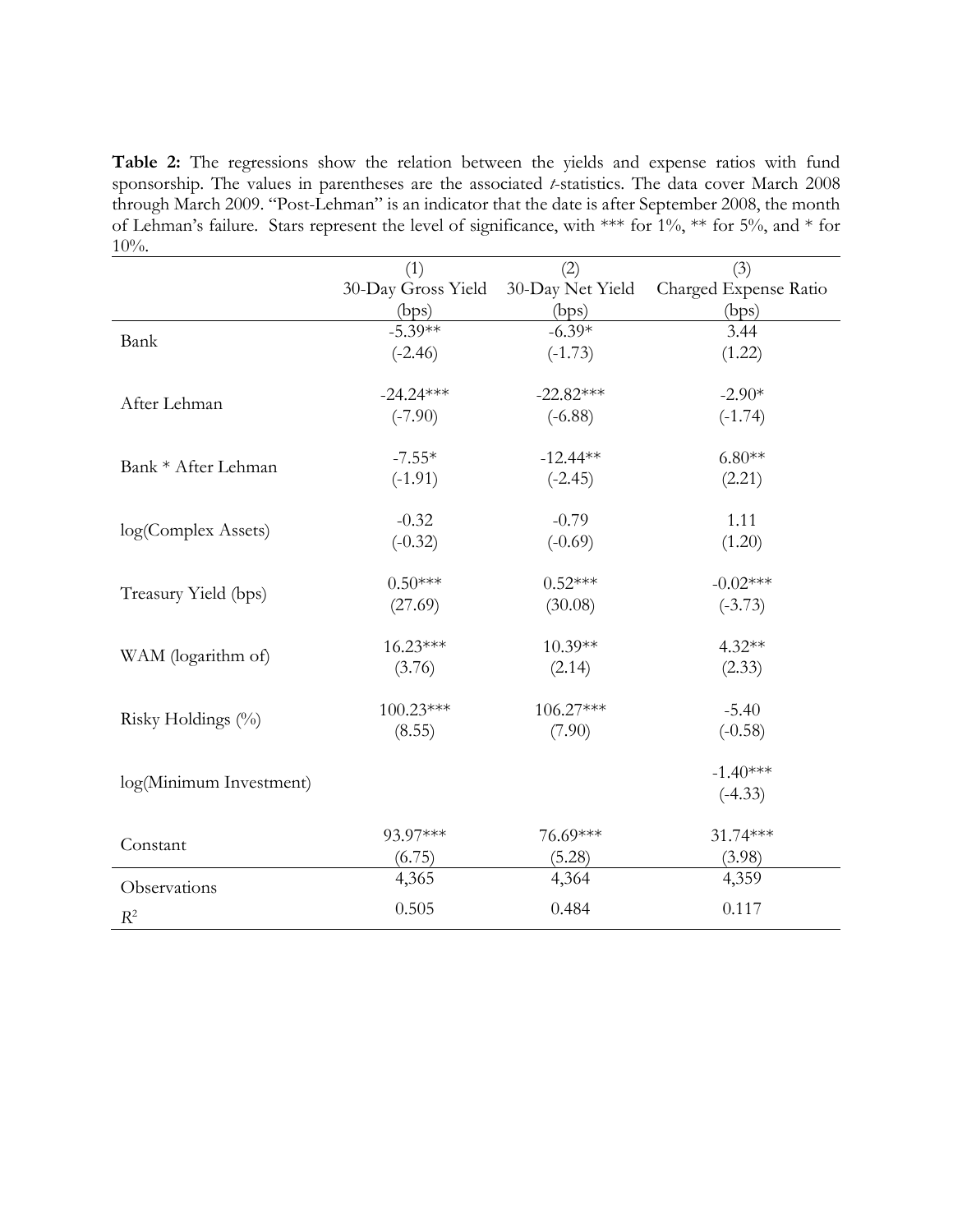**Table 2:** The regressions show the relation between the yields and expense ratios with fund sponsorship. The values in parentheses are the associated *t*-statistics. The data cover March 2008 through March 2009. "Post-Lehman" is an indicator that the date is after September 2008, the month of Lehman's failure. Stars represent the level of significance, with *** for 1%, ** for 5%, and * for 10%.

| | (1) 30-Day Gross Yield (bps) | (2) 30-Day Net Yield (bps) | (3) Charged Expense Ratio (bps) |
|---|---|---|---|
| Bank | -5.39** | -6.39* | 3.44 |
| | (-2.46) | (-1.73) | (1.22) |
| After Lehman | -24.24*** | -22.82*** | -2.90* |
| | (-7.90) | (-6.88) | (-1.74) |
| Bank * After Lehman | -7.55* | -12.44** | 6.80** |
| | (-1.91) | (-2.45) | (2.21) |
| log(Complex Assets) | -0.32 | -0.79 | 1.11 |
| | (-0.32) | (-0.69) | (1.20) |
| Treasury Yield (bps) | 0.50*** | 0.52*** | -0.02*** |
| | (27.69) | (30.08) | (-3.73) |
| WAM (logarithm of) | 16.23*** | 10.39** | 4.32** |
| | (3.76) | (2.14) | (2.33) |
| Risky Holdings (%) | 100.23*** | 106.27*** | -5.40 |
| | (8.55) | (7.90) | (-0.58) |
| log(Minimum Investment) | | | -1.40*** |
| | | | (-4.33) |
| Constant | 93.97*** | 76.69*** | 31.74*** |
| | (6.75) | (5.28) | (3.98) |
| Observations | 4,365 | 4,364 | 4,359 |
| $R^2$ | 0.505 | 0.484 | 0.117 |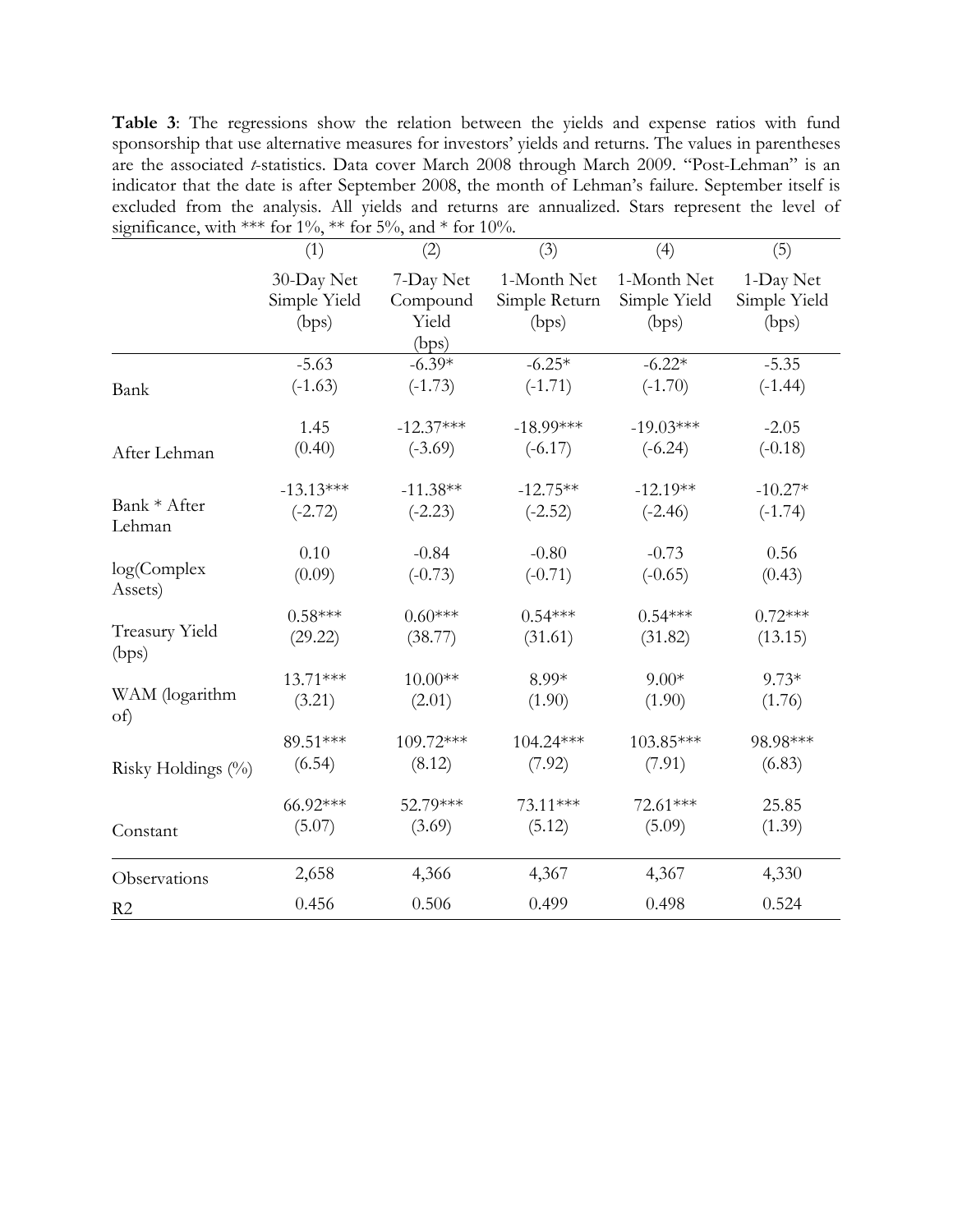**Table 3**: The regressions show the relation between the yields and expense ratios with fund sponsorship that use alternative measures for investors' yields and returns. The values in parentheses are the associated *t*-statistics. Data cover March 2008 through March 2009. "Post-Lehman" is an indicator that the date is after September 2008, the month of Lehman's failure. September itself is excluded from the analysis. All yields and returns are annualized. Stars represent the level of significance, with *** for 1%, ** for 5%, and * for 10%.

| | (1) | (2) | (3) | (4) | (5) |
|---|---|---|---|---|---|
| | 30-Day Net Simple Yield (bps) | 7-Day Net Compound Yield (bps) | 1-Month Net Simple Return (bps) | 1-Month Net Simple Yield (bps) | 1-Day Net Simple Yield (bps) |
| Bank | -5.63<br>(-1.63) | -6.39*<br>(-1.73) | -6.25*<br>(-1.71) | -6.22*<br>(-1.70) | -5.35<br>(-1.44) |
| After Lehman | 1.45<br>(0.40) | -12.37***<br>(-3.69) | -18.99***<br>(-6.17) | -19.03***<br>(-6.24) | -2.05<br>(-0.18) |
| Bank * After Lehman | -13.13***<br>(-2.72) | -11.38**<br>(-2.23) | -12.75**<br>(-2.52) | -12.19**<br>(-2.46) | -10.27*<br>(-1.74) |
| log(Complex Assets) | 0.10<br>(0.09) | -0.84<br>(-0.73) | -0.80<br>(-0.71) | -0.73<br>(-0.65) | 0.56<br>(0.43) |
| Treasury Yield (bps) | 0.58***<br>(29.22) | 0.60***<br>(38.77) | 0.54***<br>(31.61) | 0.54***<br>(31.82) | 0.72***<br>(13.15) |
| WAM (logarithm of) | 13.71***<br>(3.21) | 10.00**<br>(2.01) | 8.99*<br>(1.90) | 9.00*<br>(1.90) | 9.73*<br>(1.76) |
| Risky Holdings (%) | 89.51***<br>(6.54) | 109.72***<br>(8.12) | 104.24***<br>(7.92) | 103.85***<br>(7.91) | 98.98***<br>(6.83) |
| Constant | 66.92***<br>(5.07) | 52.79***<br>(3.69) | 73.11***<br>(5.12) | 72.61***<br>(5.09) | 25.85<br>(1.39) |
| Observations | 2,658 | 4,366 | 4,367 | 4,367 | 4,330 |
| R2 | 0.456 | 0.506 | 0.499 | 0.498 | 0.524 |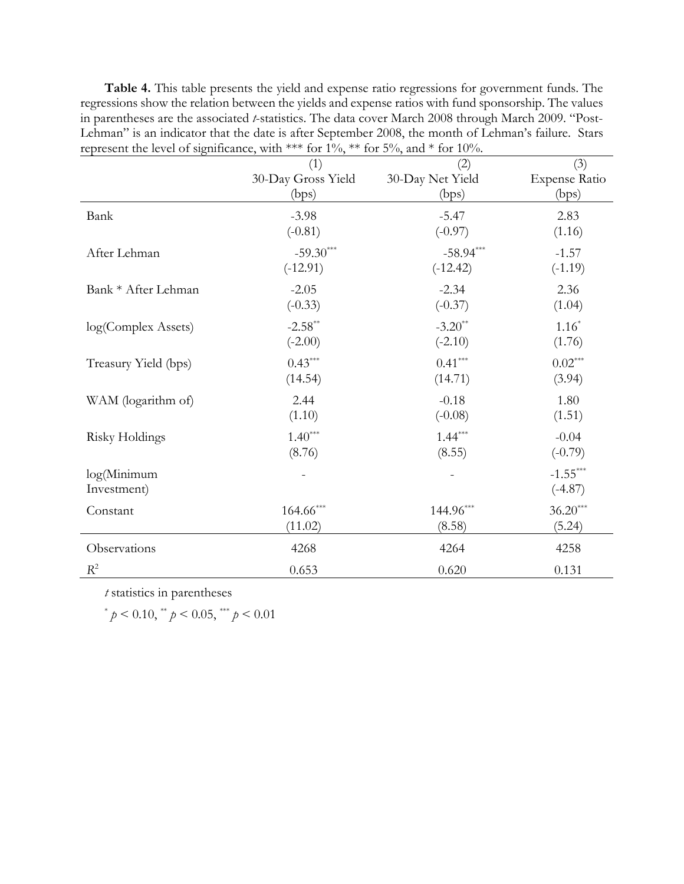**Table 4.** This table presents the yield and expense ratio regressions for government funds. The regressions show the relation between the yields and expense ratios with fund sponsorship. The values in parentheses are the associated *t*-statistics. The data cover March 2008 through March 2009. "Post-Lehman" is an indicator that the date is after September 2008, the month of Lehman's failure. Stars represent the level of significance, with *** for 1%, ** for 5%, and * for 10%.

| | (1) 30-Day Gross Yield (bps) | (2) 30-Day Net Yield (bps) | (3) Expense Ratio (bps) |
|---|---|---|---|
| Bank | -3.98 | -5.47 | 2.83 |
| | (-0.81) | (-0.97) | (1.16) |
| After Lehman | -59.30*** | -58.94*** | -1.57 |
| | (-12.91) | (-12.42) | (-1.19) |
| Bank * After Lehman | -2.05 | -2.34 | 2.36 |
| | (-0.33) | (-0.37) | (1.04) |
| log(Complex Assets) | -2.58** | -3.20** | 1.16* |
| | (-2.00) | (-2.10) | (1.76) |
| Treasury Yield (bps) | 0.43*** | 0.41*** | 0.02*** |
| | (14.54) | (14.71) | (3.94) |
| WAM (logarithm of) | 2.44 | -0.18 | 1.80 |
| | (1.10) | (-0.08) | (1.51) |
| Risky Holdings | 1.40*** | 1.44*** | -0.04 |
| | (8.76) | (8.55) | (-0.79) |
| log(Minimum Investment) | - | - | -1.55*** |
| | | | (-4.87) |
| Constant | 164.66*** | 144.96*** | 36.20*** |
| | (11.02) | (8.58) | (5.24) |
| Observations | 4268 | 4264 | 4258 |
| $R^2$ | 0.653 | 0.620 | 0.131 |

*t* statistics in parentheses

* $p < 0.10$, ** $p < 0.05$, *** $p < 0.01$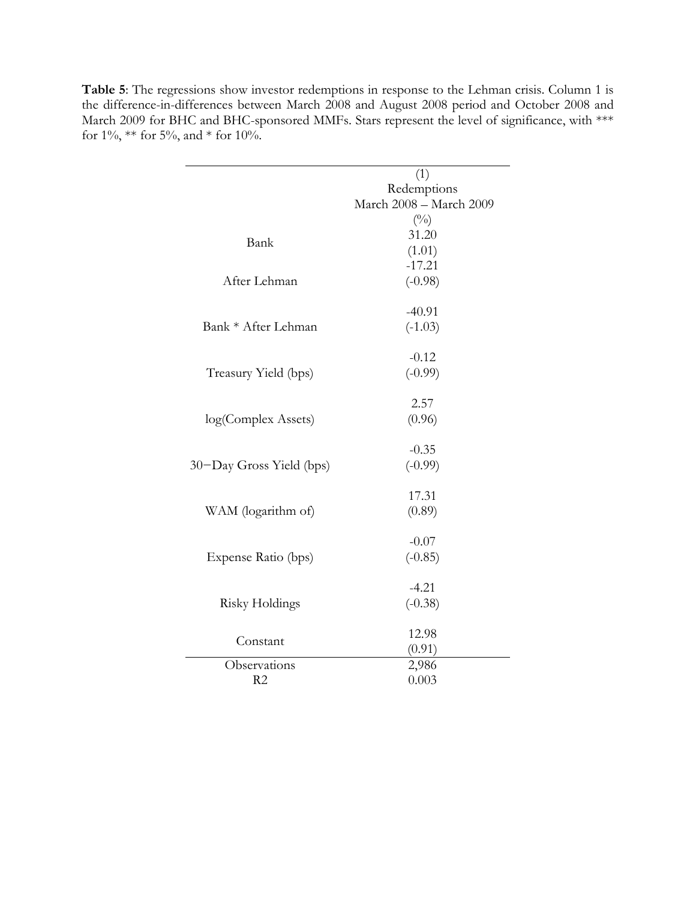**Table 5**: The regressions show investor redemptions in response to the Lehman crisis. Column 1 is the difference-in-differences between March 2008 and August 2008 period and October 2008 and March 2009 for BHC and BHC-sponsored MMFs. Stars represent the level of significance, with *** for 1%, ** for 5%, and * for 10%.

| | (1) |
|---|---|
| | Redemptions |
| | March 2008 – March 2009 |
| | (%) |
| Bank | 31.20 |
| | (1.01) |
| After Lehman | -17.21 |
| | (-0.98) |
| Bank * After Lehman | -40.91 |
| | (-1.03) |
| Treasury Yield (bps) | -0.12 |
| | (-0.99) |
| log(Complex Assets) | 2.57 |
| | (0.96) |
| 30−Day Gross Yield (bps) | -0.35 |
| | (-0.99) |
| WAM (logarithm of) | 17.31 |
| | (0.89) |
| Expense Ratio (bps) | -0.07 |
| | (-0.85) |
| Risky Holdings | -4.21 |
| | (-0.38) |
| Constant | 12.98 |
| | (0.91) |
| Observations | 2,986 |
| R2 | 0.003 |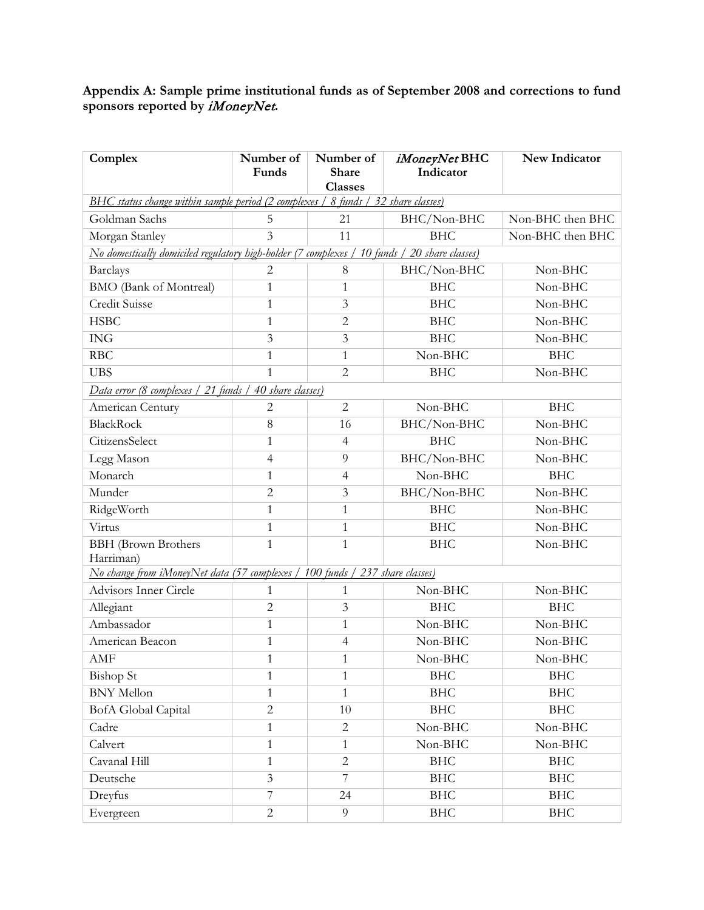**Appendix A: Sample prime institutional funds as of September 2008 and corrections to fund sponsors reported by *iMoneyNet*.**

| Complex | Number of Funds | Number of Share Classes | *iMoneyNet* BHC Indicator | New Indicator |
|---|---|---|---|---|
| *BHC status change within sample period (2 complexes / 8 funds / 32 share classes)* | | | | |
| Goldman Sachs | 5 | 21 | BHC/Non-BHC | Non-BHC then BHC |
| Morgan Stanley | 3 | 11 | BHC | Non-BHC then BHC |
| *No domestically domiciled regulatory high-holder (7 complexes / 10 funds / 20 share classes)* | | | | |
| Barclays | 2 | 8 | BHC/Non-BHC | Non-BHC |
| BMO (Bank of Montreal) | 1 | 1 | BHC | Non-BHC |
| Credit Suisse | 1 | 3 | BHC | Non-BHC |
| HSBC | 1 | 2 | BHC | Non-BHC |
| ING | 3 | 3 | BHC | Non-BHC |
| RBC | 1 | 1 | Non-BHC | BHC |
| UBS | 1 | 2 | BHC | Non-BHC |
| *Data error (8 complexes / 21 funds / 40 share classes)* | | | | |
| American Century | 2 | 2 | Non-BHC | BHC |
| BlackRock | 8 | 16 | BHC/Non-BHC | Non-BHC |
| CitizensSelect | 1 | 4 | BHC | Non-BHC |
| Legg Mason | 4 | 9 | BHC/Non-BHC | Non-BHC |
| Monarch | 1 | 4 | Non-BHC | BHC |
| Munder | 2 | 3 | BHC/Non-BHC | Non-BHC |
| RidgeWorth | 1 | 1 | BHC | Non-BHC |
| Virtus | 1 | 1 | BHC | Non-BHC |
| BBH (Brown Brothers Harriman) | 1 | 1 | BHC | Non-BHC |
| *No change from iMoneyNet data (57 complexes / 100 funds / 237 share classes)* | | | | |
| Advisors Inner Circle | 1 | 1 | Non-BHC | Non-BHC |
| Allegiant | 2 | 3 | BHC | BHC |
| Ambassador | 1 | 1 | Non-BHC | Non-BHC |
| American Beacon | 1 | 4 | Non-BHC | Non-BHC |
| AMF | 1 | 1 | Non-BHC | Non-BHC |
| Bishop St | 1 | 1 | BHC | BHC |
| BNY Mellon | 1 | 1 | BHC | BHC |
| BofA Global Capital | 2 | 10 | BHC | BHC |
| Cadre | 1 | 2 | Non-BHC | Non-BHC |
| Calvert | 1 | 1 | Non-BHC | Non-BHC |
| Cavanal Hill | 1 | 2 | BHC | BHC |
| Deutsche | 3 | 7 | BHC | BHC |
| Dreyfus | 7 | 24 | BHC | BHC |
| Evergreen | 2 | 9 | BHC | BHC |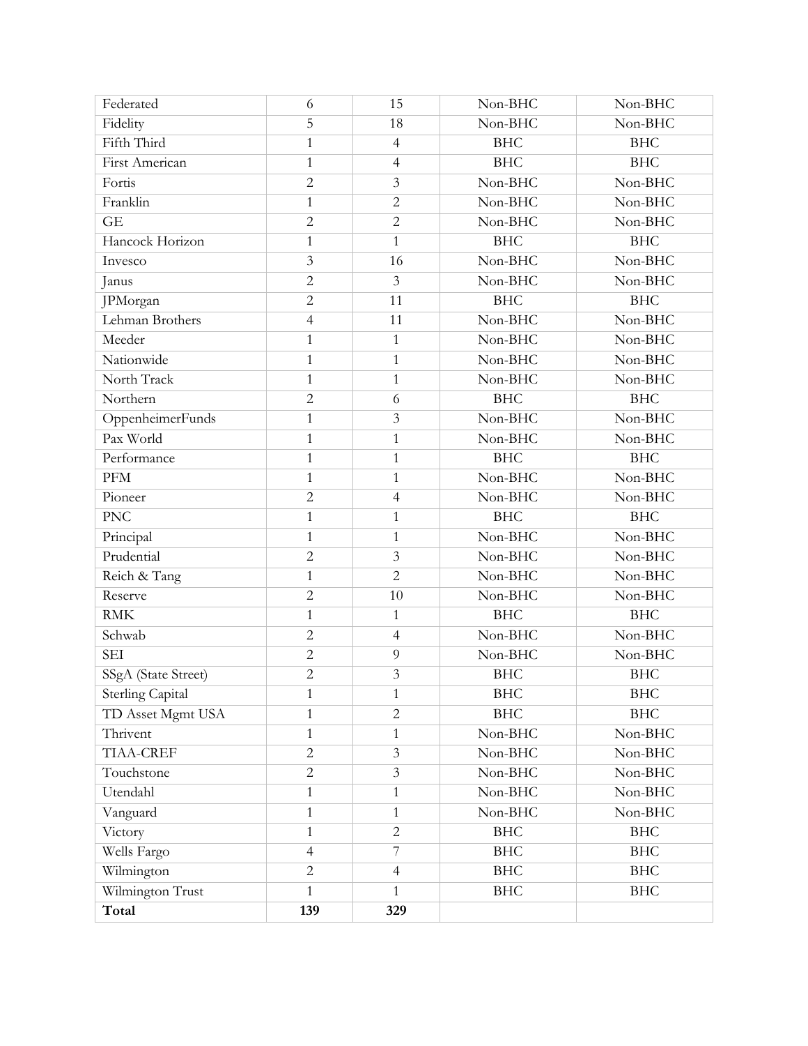| | | | | |
|---|---|---|---|---|
| Federated | 6 | 15 | Non-BHC | Non-BHC |
| Fidelity | 5 | 18 | Non-BHC | Non-BHC |
| Fifth Third | 1 | 4 | BHC | BHC |
| First American | 1 | 4 | BHC | BHC |
| Fortis | 2 | 3 | Non-BHC | Non-BHC |
| Franklin | 1 | 2 | Non-BHC | Non-BHC |
| GE | 2 | 2 | Non-BHC | Non-BHC |
| Hancock Horizon | 1 | 1 | BHC | BHC |
| Invesco | 3 | 16 | Non-BHC | Non-BHC |
| Janus | 2 | 3 | Non-BHC | Non-BHC |
| JPMorgan | 2 | 11 | BHC | BHC |
| Lehman Brothers | 4 | 11 | Non-BHC | Non-BHC |
| Meeder | 1 | 1 | Non-BHC | Non-BHC |
| Nationwide | 1 | 1 | Non-BHC | Non-BHC |
| North Track | 1 | 1 | Non-BHC | Non-BHC |
| Northern | 2 | 6 | BHC | BHC |
| OppenheimerFunds | 1 | 3 | Non-BHC | Non-BHC |
| Pax World | 1 | 1 | Non-BHC | Non-BHC |
| Performance | 1 | 1 | BHC | BHC |
| PFM | 1 | 1 | Non-BHC | Non-BHC |
| Pioneer | 2 | 4 | Non-BHC | Non-BHC |
| PNC | 1 | 1 | BHC | BHC |
| Principal | 1 | 1 | Non-BHC | Non-BHC |
| Prudential | 2 | 3 | Non-BHC | Non-BHC |
| Reich & Tang | 1 | 2 | Non-BHC | Non-BHC |
| Reserve | 2 | 10 | Non-BHC | Non-BHC |
| RMK | 1 | 1 | BHC | BHC |
| Schwab | 2 | 4 | Non-BHC | Non-BHC |
| SEI | 2 | 9 | Non-BHC | Non-BHC |
| SSgA (State Street) | 2 | 3 | BHC | BHC |
| Sterling Capital | 1 | 1 | BHC | BHC |
| TD Asset Mgmt USA | 1 | 2 | BHC | BHC |
| Thrivent | 1 | 1 | Non-BHC | Non-BHC |
| TIAA-CREF | 2 | 3 | Non-BHC | Non-BHC |
| Touchstone | 2 | 3 | Non-BHC | Non-BHC |
| Utendahl | 1 | 1 | Non-BHC | Non-BHC |
| Vanguard | 1 | 1 | Non-BHC | Non-BHC |
| Victory | 1 | 2 | BHC | BHC |
| Wells Fargo | 4 | 7 | BHC | BHC |
| Wilmington | 2 | 4 | BHC | BHC |
| Wilmington Trust | 1 | 1 | BHC | BHC |
| **Total** | **139** | **329** | | |